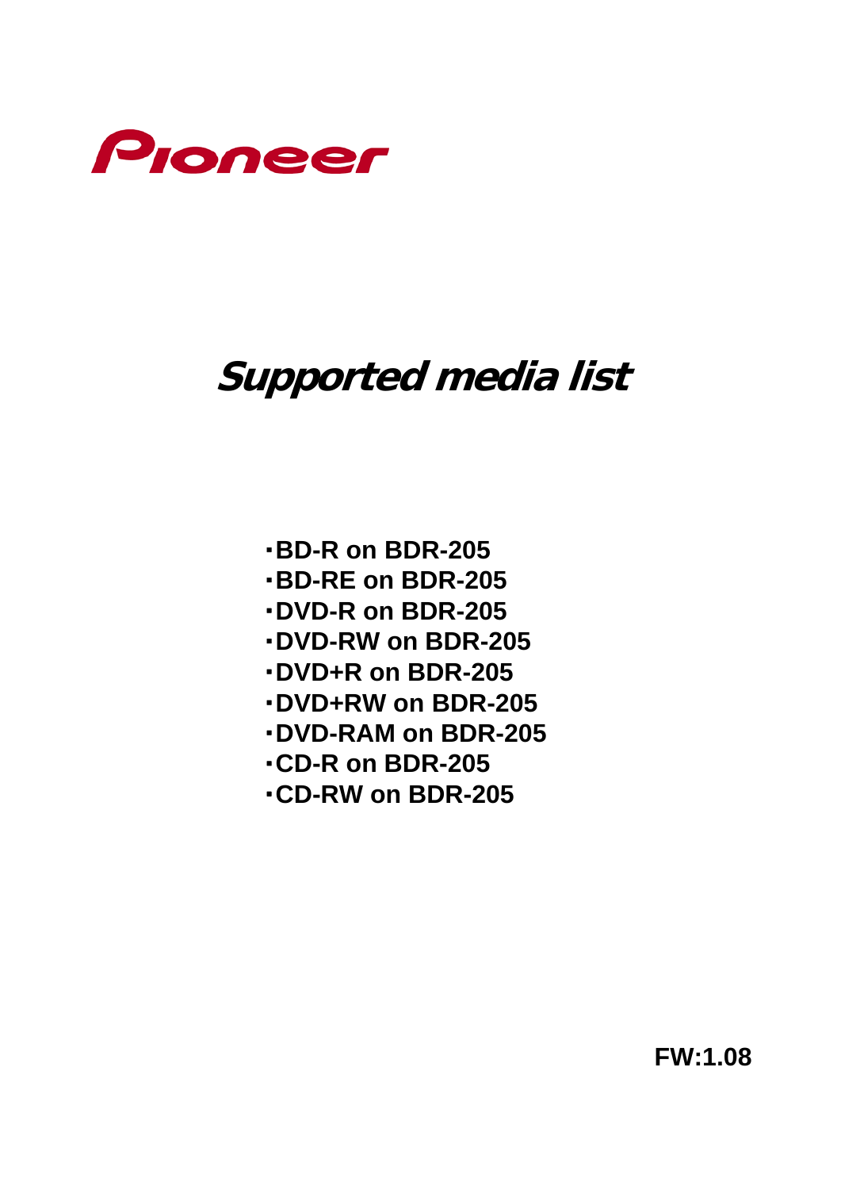Pioneer

# Supported media list

- BD-R on BDR-205
- BD-RE on BDR-205
- DVD-R on BDR-205
- DVD-RW on BDR-205
- DVD+R on BDR-205
- DVD+RW on BDR-205
- DVD-RAM on BDR-205
- CD-R on BDR-205
- CD-RW on BDR-205

**FW:1.08**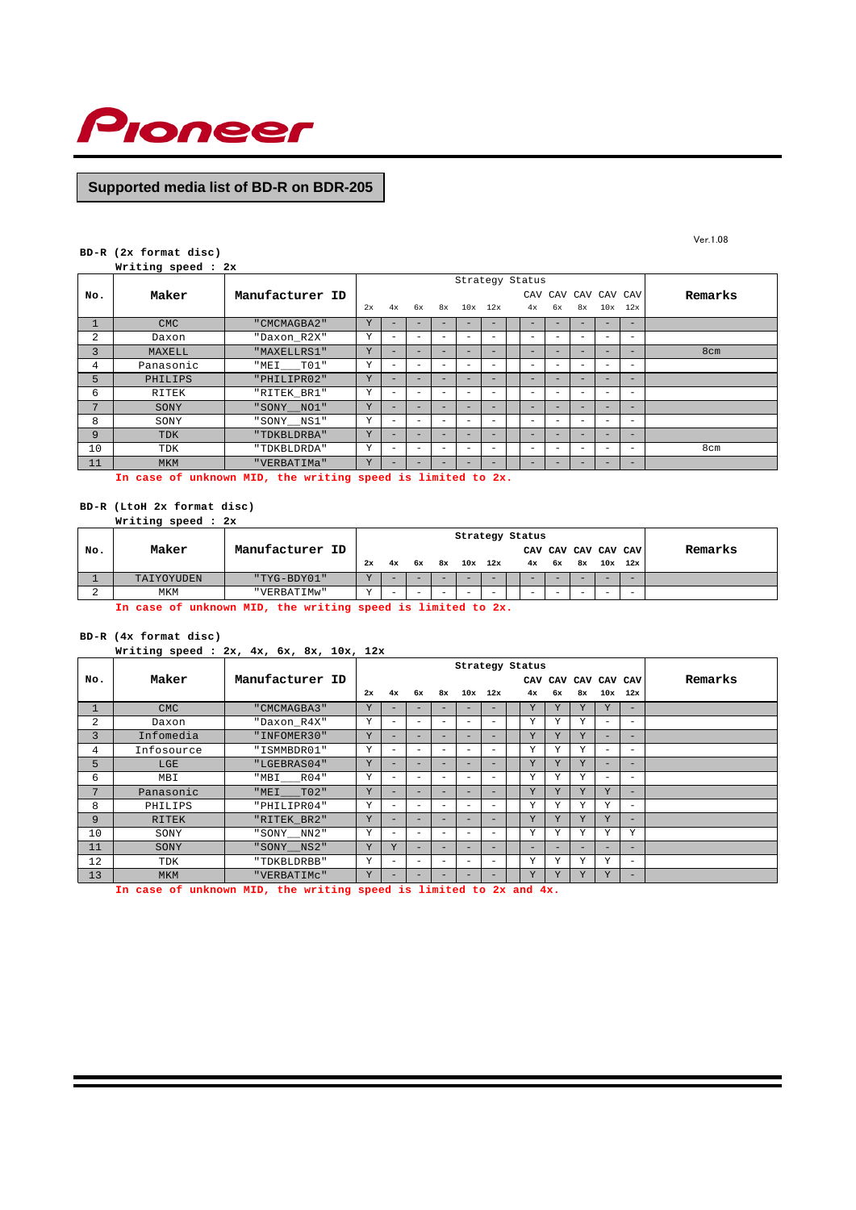Pioneer

# Supported media list of BD-R on BDR-205

Ver.1.08

**BD-R (2x format disc)**
**Writing speed : 2x**

| No. | Maker | Manufacturer ID | Strategy Status | | | | | | | | | | | Remarks |
|---|---|---|---|---|---|---|---|---|---|---|---|---|---|---|
| | | | 2x | 4x | 6x | 8x | 10x | 12x | CAV 4x | CAV 6x | CAV 8x | CAV 10x | CAV 12x | |
| 1 | CMC | "CMCMAGBA2" | Y | - | - | - | - | - | - | - | - | - | - | |
| 2 | Daxon | "Daxon_R2X" | Y | - | - | - | - | - | - | - | - | - | - | |
| 3 | MAXELL | "MAXELLRS1" | Y | - | - | - | - | - | - | - | - | - | - | 8cm |
| 4 | Panasonic | "MEI___T01" | Y | - | - | - | - | - | - | - | - | - | - | |
| 5 | PHILIPS | "PHILIPR02" | Y | - | - | - | - | - | - | - | - | - | - | |
| 6 | RITEK | "RITEK_BR1" | Y | - | - | - | - | - | - | - | - | - | - | |
| 7 | SONY | "SONY__NO1" | Y | - | - | - | - | - | - | - | - | - | - | |
| 8 | SONY | "SONY__NS1" | Y | - | - | - | - | - | - | - | - | - | - | |
| 9 | TDK | "TDKBLDRBA" | Y | - | - | - | - | - | - | - | - | - | - | |
| 10 | TDK | "TDKBLDRDA" | Y | - | - | - | - | - | - | - | - | - | - | 8cm |
| 11 | MKM | "VERBATIMa" | Y | - | - | - | - | - | - | - | - | - | - | |

In case of unknown MID, the writing speed is limited to 2x.

**BD-R (LtoH 2x format disc)**
**Writing speed : 2x**

| No. | Maker | Manufacturer ID | Strategy Status | | | | | | | | | | | Remarks |
|---|---|---|---|---|---|---|---|---|---|---|---|---|---|---|
| | | | 2x | 4x | 6x | 8x | 10x | 12x | CAV 4x | CAV 6x | CAV 8x | CAV 10x | CAV 12x | |
| 1 | TAIYOYUDEN | "TYG-BDY01" | Y | - | - | - | - | - | - | - | - | - | - | |
| 2 | MKM | "VERBATIMw" | Y | - | - | - | - | - | - | - | - | - | - | |

In case of unknown MID, the writing speed is limited to 2x.

**BD-R (4x format disc)**
**Writing speed : 2x, 4x, 6x, 8x, 10x, 12x**

| No. | Maker | Manufacturer ID | Strategy Status | | | | | | | | | | | Remarks |
|---|---|---|---|---|---|---|---|---|---|---|---|---|---|---|
| | | | 2x | 4x | 6x | 8x | 10x | 12x | CAV 4x | CAV 6x | CAV 8x | CAV 10x | CAV 12x | |
| 1 | CMC | "CMCMAGBA3" | Y | - | - | - | - | - | Y | Y | Y | Y | - | |
| 2 | Daxon | "Daxon_R4X" | Y | - | - | - | - | - | Y | Y | Y | - | - | |
| 3 | Infomedia | "INFOMER30" | Y | - | - | - | - | - | Y | Y | Y | - | - | |
| 4 | Infosource | "ISMMBDR01" | Y | - | - | - | - | - | Y | Y | Y | - | - | |
| 5 | LGE | "LGEBRAS04" | Y | - | - | - | - | - | Y | Y | Y | - | - | |
| 6 | MBI | "MBI___R04" | Y | - | - | - | - | - | Y | Y | Y | - | - | |
| 7 | Panasonic | "MEI___T02" | Y | - | - | - | - | - | Y | Y | Y | Y | - | |
| 8 | PHILIPS | "PHILIPR04" | Y | - | - | - | - | - | Y | Y | Y | Y | - | |
| 9 | RITEK | "RITEK_BR2" | Y | - | - | - | - | - | Y | Y | Y | Y | - | |
| 10 | SONY | "SONY__NN2" | Y | - | - | - | - | - | Y | Y | Y | Y | Y | |
| 11 | SONY | "SONY__NS2" | Y | Y | - | - | - | - | - | - | - | - | - | |
| 12 | TDK | "TDKBLDRBB" | Y | - | - | - | - | - | Y | Y | Y | Y | - | |
| 13 | MKM | "VERBATIMc" | Y | - | - | - | - | - | Y | Y | Y | Y | - | |

In case of unknown MID, the writing speed is limited to 2x and 4x.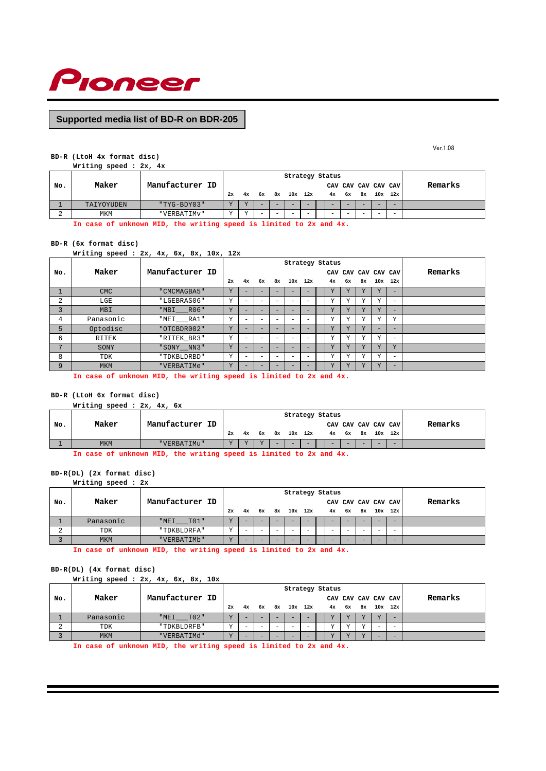Pioneer

## Supported media list of BD-R on BDR-205

Ver.1.08

**BD-R (LtoH 4x format disc)**

Writing speed : 2x, 4x

| No. | Maker | Manufacturer ID | Strategy Status | | | | | | | | | | | | Remarks |
|---|---|---|---|---|---|---|---|---|---|---|---|---|---|---|---|
| | | | | | | | | | | CAV | CAV | CAV | CAV | CAV | |
| | | | 2x | 4x | 6x | 8x | 10x | 12x | | 4x | 6x | 8x | 10x | 12x | |
| 1 | TAIYOYUDEN | "TYG-BDY03" | Y | Y | - | - | - | - | | - | - | - | - | - | |
| 2 | MKM | "VERBATIMv" | Y | Y | - | - | - | - | | - | - | - | - | - | |

In case of unknown MID, the writing speed is limited to 2x and 4x.

**BD-R (6x format disc)**

Writing speed : 2x, 4x, 6x, 8x, 10x, 12x

| No. | Maker | Manufacturer ID | Strategy Status | | | | | | | | | | | | Remarks |
|---|---|---|---|---|---|---|---|---|---|---|---|---|---|---|---|
| | | | | | | | | | | CAV | CAV | CAV | CAV | CAV | |
| | | | 2x | 4x | 6x | 8x | 10x | 12x | | 4x | 6x | 8x | 10x | 12x | |
| 1 | CMC | "CMCMAGBA5" | Y | - | - | - | - | - | | Y | Y | Y | Y | - | |
| 2 | LGE | "LGEBRAS06" | Y | - | - | - | - | - | | Y | Y | Y | Y | - | |
| 3 | MBI | "MBI___R06" | Y | - | - | - | - | - | | Y | Y | Y | Y | - | |
| 4 | Panasonic | "MEI___RA1" | Y | - | - | - | - | - | | Y | Y | Y | Y | Y | |
| 5 | Optodisc | "OTCBDR002" | Y | - | - | - | - | - | | Y | Y | Y | - | - | |
| 6 | RITEK | "RITEK_BR3" | Y | - | - | - | - | - | | Y | Y | Y | Y | - | |
| 7 | SONY | "SONY__NN3" | Y | - | - | - | - | - | | Y | Y | Y | Y | Y | |
| 8 | TDK | "TDKBLDRBD" | Y | - | - | - | - | - | | Y | Y | Y | Y | - | |
| 9 | MKM | "VERBATIMe" | Y | - | - | - | - | - | | Y | Y | Y | Y | - | |

In case of unknown MID, the writing speed is limited to 2x and 4x.

**BD-R (LtoH 6x format disc)**

Writing speed : 2x, 4x, 6x

| No. | Maker | Manufacturer ID | Strategy Status | | | | | | | | | | | | Remarks |
|---|---|---|---|---|---|---|---|---|---|---|---|---|---|---|---|
| | | | | | | | | | | CAV | CAV | CAV | CAV | CAV | |
| | | | 2x | 4x | 6x | 8x | 10x | 12x | | 4x | 6x | 8x | 10x | 12x | |
| 1 | MKM | "VERBATIMu" | Y | Y | Y | - | - | - | | - | - | - | - | - | |

In case of unknown MID, the writing speed is limited to 2x and 4x.

**BD-R(DL) (2x format disc)**

Writing speed : 2x

| No. | Maker | Manufacturer ID | Strategy Status | | | | | | | | | | | | Remarks |
|---|---|---|---|---|---|---|---|---|---|---|---|---|---|---|---|
| | | | | | | | | | | CAV | CAV | CAV | CAV | CAV | |
| | | | 2x | 4x | 6x | 8x | 10x | 12x | | 4x | 6x | 8x | 10x | 12x | |
| 1 | Panasonic | "MEI___T01" | Y | - | - | - | - | - | | - | - | - | - | - | |
| 2 | TDK | "TDKBLDRFA" | Y | - | - | - | - | - | | - | - | - | - | - | |
| 3 | MKM | "VERBATIMb" | Y | - | - | - | - | - | | - | - | - | - | - | |

In case of unknown MID, the writing speed is limited to 2x and 4x.

**BD-R(DL) (4x format disc)**

Writing speed : 2x, 4x, 6x, 8x, 10x

| No. | Maker | Manufacturer ID | Strategy Status | | | | | | | | | | | | Remarks |
|---|---|---|---|---|---|---|---|---|---|---|---|---|---|---|---|
| | | | | | | | | | | CAV | CAV | CAV | CAV | CAV | |
| | | | 2x | 4x | 6x | 8x | 10x | 12x | | 4x | 6x | 8x | 10x | 12x | |
| 1 | Panasonic | "MEI___T02" | Y | - | - | - | - | - | | Y | Y | Y | Y | - | |
| 2 | TDK | "TDKBLDRFB" | Y | - | - | - | - | - | | Y | Y | Y | - | - | |
| 3 | MKM | "VERBATIMd" | Y | - | - | - | - | - | | Y | Y | Y | - | - | |

In case of unknown MID, the writing speed is limited to 2x and 4x.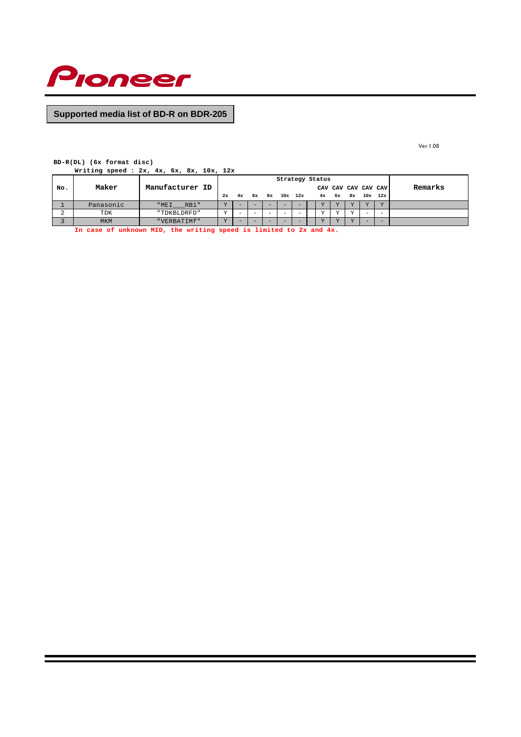Pioneer

## Supported media list of BD-R on BDR-205

Ver.1.08

**BD-R(DL) (6x format disc)**

**Writing speed : 2x, 4x, 6x, 8x, 10x, 12x**

| No. | Maker | Manufacturer ID | Strategy Status | | | | | | | | | | | | Remarks |
|---|---|---|---|---|---|---|---|---|---|---|---|---|---|---|---|
| | | | 2x | 4x | 6x | 8x | 10x | 12x | | CAV 4x | CAV 6x | CAV 8x | CAV 10x | CAV 12x | |
| 1 | Panasonic | "MEI___RB1" | Y | - | - | - | - | - | | Y | Y | Y | Y | Y | |
| 2 | TDK | "TDKBLDRFD" | Y | - | - | - | - | - | | Y | Y | Y | - | - | |
| 3 | MKM | "VERBATIMf" | Y | - | - | - | - | - | | Y | Y | Y | - | - | |

In case of unknown MID, the writing speed is limited to 2x and 4x.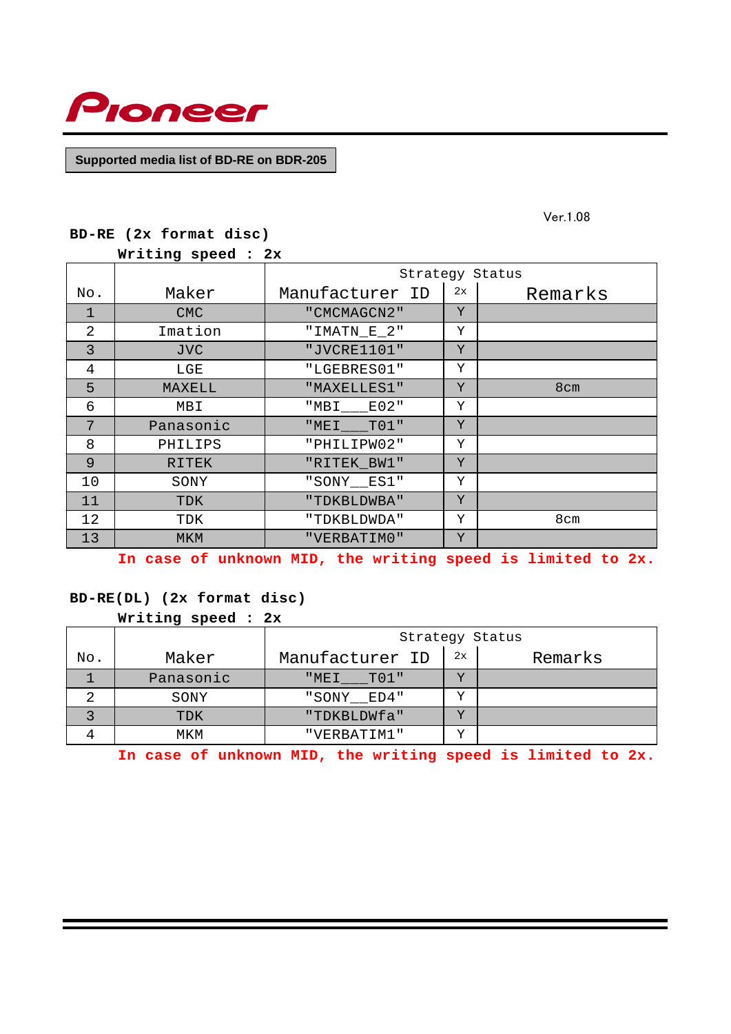Pioneer

**Supported media list of BD-RE on BDR-205**

Ver.1.08

**BD-RE (2x format disc)**

**Writing speed : 2x**

| No. | Maker | Manufacturer ID | Strategy Status 2x | Remarks |
|---|---|---|---|---|
| 1 | CMC | "CMCMAGCN2" | Y | |
| 2 | Imation | "IMATN_E_2" | Y | |
| 3 | JVC | "JVCRE1101" | Y | |
| 4 | LGE | "LGEBRES01" | Y | |
| 5 | MAXELL | "MAXELLES1" | Y | 8cm |
| 6 | MBI | "MBI___E02" | Y | |
| 7 | Panasonic | "MEI___T01" | Y | |
| 8 | PHILIPS | "PHILIPW02" | Y | |
| 9 | RITEK | "RITEK_BW1" | Y | |
| 10 | SONY | "SONY__ES1" | Y | |
| 11 | TDK | "TDKBLDWBA" | Y | |
| 12 | TDK | "TDKBLDWDA" | Y | 8cm |
| 13 | MKM | "VERBATIM0" | Y | |

**In case of unknown MID, the writing speed is limited to 2x.**

**BD-RE(DL) (2x format disc)**

**Writing speed : 2x**

| No. | Maker | Manufacturer ID | Strategy Status 2x | Remarks |
|---|---|---|---|---|
| 1 | Panasonic | "MEI___T01" | Y | |
| 2 | SONY | "SONY__ED4" | Y | |
| 3 | TDK | "TDKBLDWfa" | Y | |
| 4 | MKM | "VERBATIM1" | Y | |

**In case of unknown MID, the writing speed is limited to 2x.**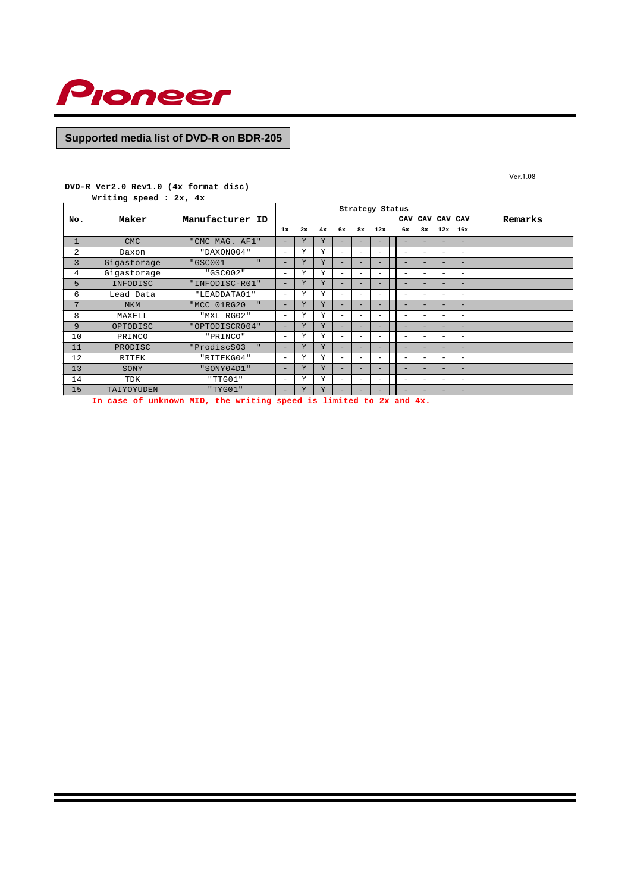Pioneer

## Supported media list of DVD-R on BDR-205

Ver.1.08

**DVD-R Ver2.0 Rev1.0 (4x format disc)**
**Writing speed : 2x, 4x**

| No. | Maker | Manufacturer ID | Strategy Status | | | | | | | | | | Remarks |
|---|---|---|---|---|---|---|---|---|---|---|---|---|---|
| | | | 1x | 2x | 4x | 6x | 8x | 12x | CAV 6x | CAV 8x | CAV 12x | CAV 16x | |
| 1 | CMC | "CMC MAG. AF1" | - | Y | Y | - | - | - | - | - | - | - | |
| 2 | Daxon | "DAXON004" | - | Y | Y | - | - | - | - | - | - | - | |
| 3 | Gigastorage | "GSC001 " | - | Y | Y | - | - | - | - | - | - | - | |
| 4 | Gigastorage | "GSC002" | - | Y | Y | - | - | - | - | - | - | - | |
| 5 | INFODISC | "INFODISC-R01" | - | Y | Y | - | - | - | - | - | - | - | |
| 6 | Lead Data | "LEADDATA01" | - | Y | Y | - | - | - | - | - | - | - | |
| 7 | MKM | "MCC 01RG20 " | - | Y | Y | - | - | - | - | - | - | - | |
| 8 | MAXELL | "MXL RG02" | - | Y | Y | - | - | - | - | - | - | - | |
| 9 | OPTODISC | "OPTODISCR004" | - | Y | Y | - | - | - | - | - | - | - | |
| 10 | PRINCO | "PRINCO" | - | Y | Y | - | - | - | - | - | - | - | |
| 11 | PRODISC | "ProdiscS03 " | - | Y | Y | - | - | - | - | - | - | - | |
| 12 | RITEK | "RITEKG04" | - | Y | Y | - | - | - | - | - | - | - | |
| 13 | SONY | "SONY04D1" | - | Y | Y | - | - | - | - | - | - | - | |
| 14 | TDK | "TTG01" | - | Y | Y | - | - | - | - | - | - | - | |
| 15 | TAIYOYUDEN | "TYG01" | - | Y | Y | - | - | - | - | - | - | - | |

**In case of unknown MID, the writing speed is limited to 2x and 4x.**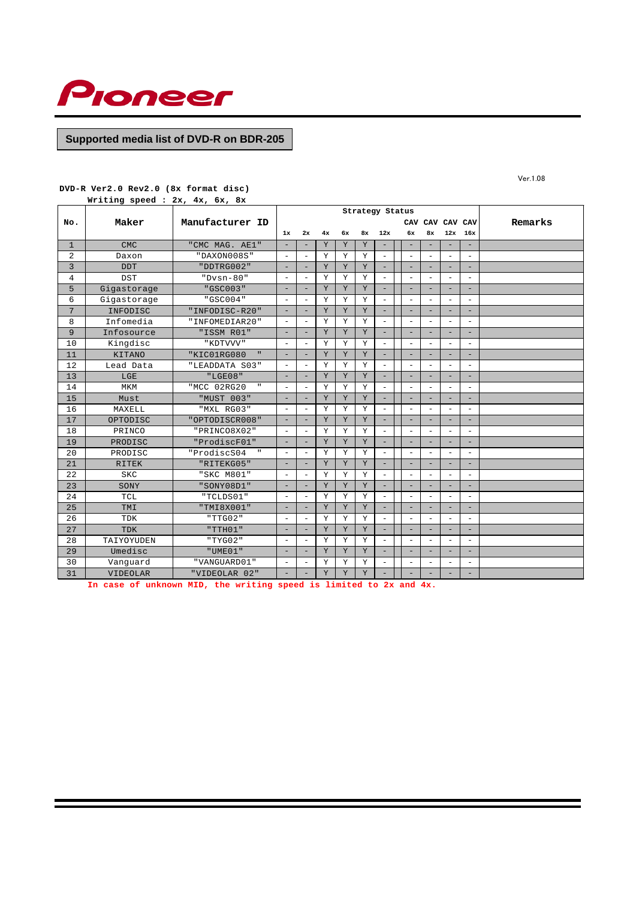Pioneer

## Supported media list of DVD-R on BDR-205

Ver.1.08

**DVD-R Ver2.0 Rev2.0 (8x format disc)**
**Writing speed : 2x, 4x, 6x, 8x**

| No. | Maker | Manufacturer ID | Strategy Status | | | | | | | | | | Remarks |
|---|---|---|---|---|---|---|---|---|---|---|---|---|---|
| | | | 1x | 2x | 4x | 6x | 8x | 12x | CAV 6x | CAV 8x | CAV 12x | CAV 16x | |
| 1 | CMC | "CMC MAG. AE1" | - | - | Y | Y | Y | - | - | - | - | - | |
| 2 | Daxon | "DAXON008S" | - | - | Y | Y | Y | - | - | - | - | - | |
| 3 | DDT | "DDTRG002" | - | - | Y | Y | Y | - | - | - | - | - | |
| 4 | DST | "Dvsn-80" | - | - | Y | Y | Y | - | - | - | - | - | |
| 5 | Gigastorage | "GSC003" | - | - | Y | Y | Y | - | - | - | - | - | |
| 6 | Gigastorage | "GSC004" | - | - | Y | Y | Y | - | - | - | - | - | |
| 7 | INFODISC | "INFODISC-R20" | - | - | Y | Y | Y | - | - | - | - | - | |
| 8 | Infomedia | "INFOMEDIAR20" | - | - | Y | Y | Y | - | - | - | - | - | |
| 9 | Infosource | "ISSM R01" | - | - | Y | Y | Y | - | - | - | - | - | |
| 10 | Kingdisc | "KDTVVV" | - | - | Y | Y | Y | - | - | - | - | - | |
| 11 | KITANO | "KIC01RG080 " | - | - | Y | Y | Y | - | - | - | - | - | |
| 12 | Lead Data | "LEADDATA S03" | - | - | Y | Y | Y | - | - | - | - | - | |
| 13 | LGE | "LGE08" | - | - | Y | Y | Y | - | - | - | - | - | |
| 14 | MKM | "MCC 02RG20 " | - | - | Y | Y | Y | - | - | - | - | - | |
| 15 | Must | "MUST 003" | - | - | Y | Y | Y | - | - | - | - | - | |
| 16 | MAXELL | "MXL RG03" | - | - | Y | Y | Y | - | - | - | - | - | |
| 17 | OPTODISC | "OPTODISCR008" | - | - | Y | Y | Y | - | - | - | - | - | |
| 18 | PRINCO | "PRINCO8X02" | - | - | Y | Y | Y | - | - | - | - | - | |
| 19 | PRODISC | "ProdiscF01" | - | - | Y | Y | Y | - | - | - | - | - | |
| 20 | PRODISC | "ProdiscS04 " | - | - | Y | Y | Y | - | - | - | - | - | |
| 21 | RITEK | "RITEKG05" | - | - | Y | Y | Y | - | - | - | - | - | |
| 22 | SKC | "SKC M801" | - | - | Y | Y | Y | - | - | - | - | - | |
| 23 | SONY | "SONY08D1" | - | - | Y | Y | Y | - | - | - | - | - | |
| 24 | TCL | "TCLDS01" | - | - | Y | Y | Y | - | - | - | - | - | |
| 25 | TMI | "TMI8X001" | - | - | Y | Y | Y | - | - | - | - | - | |
| 26 | TDK | "TTG02" | - | - | Y | Y | Y | - | - | - | - | - | |
| 27 | TDK | "TTH01" | - | - | Y | Y | Y | - | - | - | - | - | |
| 28 | TAIYOYUDEN | "TYG02" | - | - | Y | Y | Y | - | - | - | - | - | |
| 29 | Umedisc | "UME01" | - | - | Y | Y | Y | - | - | - | - | - | |
| 30 | Vanguard | "VANGUARD01" | - | - | Y | Y | Y | - | - | - | - | - | |
| 31 | VIDEOLAR | "VIDEOLAR 02" | - | - | Y | Y | Y | - | - | - | - | - | |

In case of unknown MID, the writing speed is limited to 2x and 4x.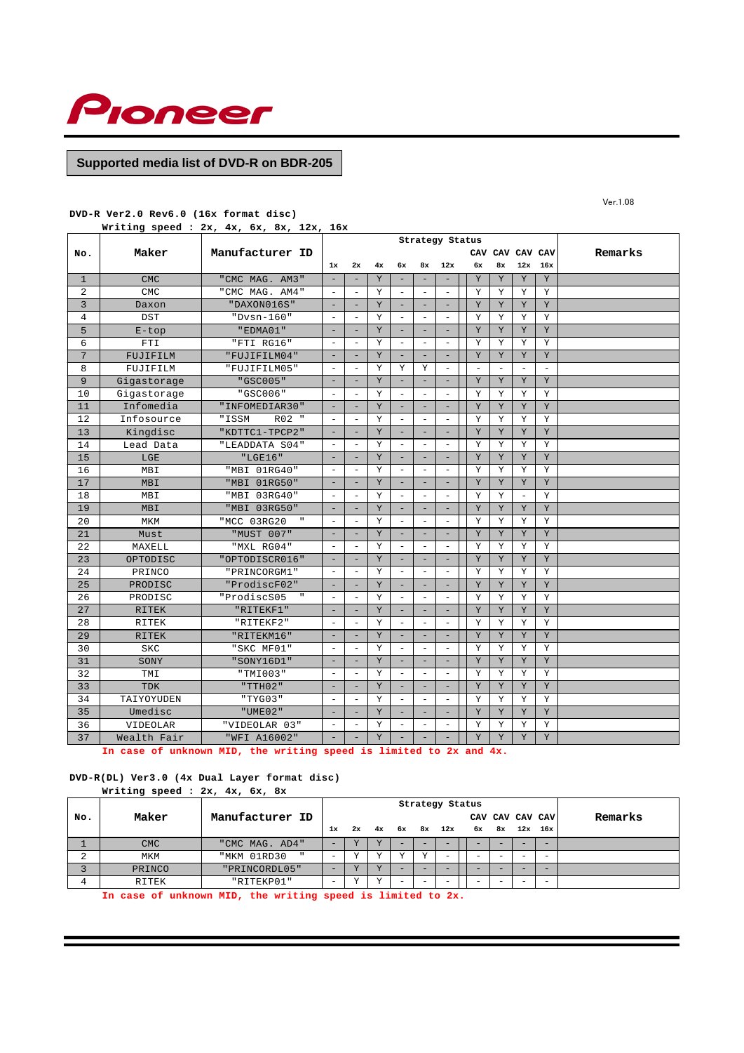Pioneer

## Supported media list of DVD-R on BDR-205

Ver.1.08

**DVD-R Ver2.0 Rev6.0 (16x format disc)**

Writing speed : 2x, 4x, 6x, 8x, 12x, 16x

| No. | Maker | Manufacturer ID | Strategy Status | | | | | | | | | | Remarks |
|---|---|---|---|---|---|---|---|---|---|---|---|---|---|
| | | | 1x | 2x | 4x | 6x | 8x | 12x | CAV 6x | CAV 8x | CAV 12x | CAV 16x | |
| 1 | CMC | "CMC MAG. AM3" | - | - | Y | - | - | - | Y | Y | Y | Y | |
| 2 | CMC | "CMC MAG. AM4" | - | - | Y | - | - | - | Y | Y | Y | Y | |
| 3 | Daxon | "DAXON016S" | - | - | Y | - | - | - | Y | Y | Y | Y | |
| 4 | DST | "Dvsn-160" | - | - | Y | - | - | - | Y | Y | Y | Y | |
| 5 | E-top | "EDMA01" | - | - | Y | - | - | - | Y | Y | Y | Y | |
| 6 | FTI | "FTI RG16" | - | - | Y | - | - | - | Y | Y | Y | Y | |
| 7 | FUJIFILM | "FUJIFILM04" | - | - | Y | - | - | - | Y | Y | Y | Y | |
| 8 | FUJIFILM | "FUJIFILM05" | - | - | Y | Y | Y | - | - | - | - | - | |
| 9 | Gigastorage | "GSC005" | - | - | Y | - | - | - | Y | Y | Y | Y | |
| 10 | Gigastorage | "GSC006" | - | - | Y | - | - | - | Y | Y | Y | Y | |
| 11 | Infomedia | "INFOMEDIAR30" | - | - | Y | - | - | - | Y | Y | Y | Y | |
| 12 | Infosource | "ISSM R02 " | - | - | Y | - | - | - | Y | Y | Y | Y | |
| 13 | Kingdisc | "KDTTC1-TPCP2" | - | - | Y | - | - | - | Y | Y | Y | Y | |
| 14 | Lead Data | "LEADDATA S04" | - | - | Y | - | - | - | Y | Y | Y | Y | |
| 15 | LGE | "LGE16" | - | - | Y | - | - | - | Y | Y | Y | Y | |
| 16 | MBI | "MBI 01RG40" | - | - | Y | - | - | - | Y | Y | Y | Y | |
| 17 | MBI | "MBI 01RG50" | - | - | Y | - | - | - | Y | Y | Y | Y | |
| 18 | MBI | "MBI 03RG40" | - | - | Y | - | - | - | Y | Y | - | Y | |
| 19 | MBI | "MBI 03RG50" | - | - | Y | - | - | - | Y | Y | Y | Y | |
| 20 | MKM | "MCC 03RG20 " | - | - | Y | - | - | - | Y | Y | Y | Y | |
| 21 | Must | "MUST 007" | - | - | Y | - | - | - | Y | Y | Y | Y | |
| 22 | MAXELL | "MXL RG04" | - | - | Y | - | - | - | Y | Y | Y | Y | |
| 23 | OPTODISC | "OPTODISCR016" | - | - | Y | - | - | - | Y | Y | Y | Y | |
| 24 | PRINCO | "PRINCORGM1" | - | - | Y | - | - | - | Y | Y | Y | Y | |
| 25 | PRODISC | "ProdiscF02" | - | - | Y | - | - | - | Y | Y | Y | Y | |
| 26 | PRODISC | "ProdiscS05 " | - | - | Y | - | - | - | Y | Y | Y | Y | |
| 27 | RITEK | "RITEKF1" | - | - | Y | - | - | - | Y | Y | Y | Y | |
| 28 | RITEK | "RITEKF2" | - | - | Y | - | - | - | Y | Y | Y | Y | |
| 29 | RITEK | "RITEKM16" | - | - | Y | - | - | - | Y | Y | Y | Y | |
| 30 | SKC | "SKC MF01" | - | - | Y | - | - | - | Y | Y | Y | Y | |
| 31 | SONY | "SONY16D1" | - | - | Y | - | - | - | Y | Y | Y | Y | |
| 32 | TMI | "TMI003" | - | - | Y | - | - | - | Y | Y | Y | Y | |
| 33 | TDK | "TTH02" | - | - | Y | - | - | - | Y | Y | Y | Y | |
| 34 | TAIYOYUDEN | "TYG03" | - | - | Y | - | - | - | Y | Y | Y | Y | |
| 35 | Umedisc | "UME02" | - | - | Y | - | - | - | Y | Y | Y | Y | |
| 36 | VIDEOLAR | "VIDEOLAR 03" | - | - | Y | - | - | - | Y | Y | Y | Y | |
| 37 | Wealth Fair | "WFI A16002" | - | - | Y | - | - | - | Y | Y | Y | Y | |

In case of unknown MID, the writing speed is limited to 2x and 4x.

**DVD-R(DL) Ver3.0 (4x Dual Layer format disc)**

Writing speed : 2x, 4x, 6x, 8x

| No. | Maker | Manufacturer ID | Strategy Status | | | | | | | | | | Remarks |
|---|---|---|---|---|---|---|---|---|---|---|---|---|---|
| | | | 1x | 2x | 4x | 6x | 8x | 12x | CAV 6x | CAV 8x | CAV 12x | CAV 16x | |
| 1 | CMC | "CMC MAG. AD4" | - | Y | Y | - | - | - | - | - | - | - | |
| 2 | MKM | "MKM 01RD30 " | - | Y | Y | Y | Y | - | - | - | - | - | |
| 3 | PRINCO | "PRINCORDL05" | - | Y | Y | - | - | - | - | - | - | - | |
| 4 | RITEK | "RITEKP01" | - | Y | Y | - | - | - | - | - | - | - | |

In case of unknown MID, the writing speed is limited to 2x.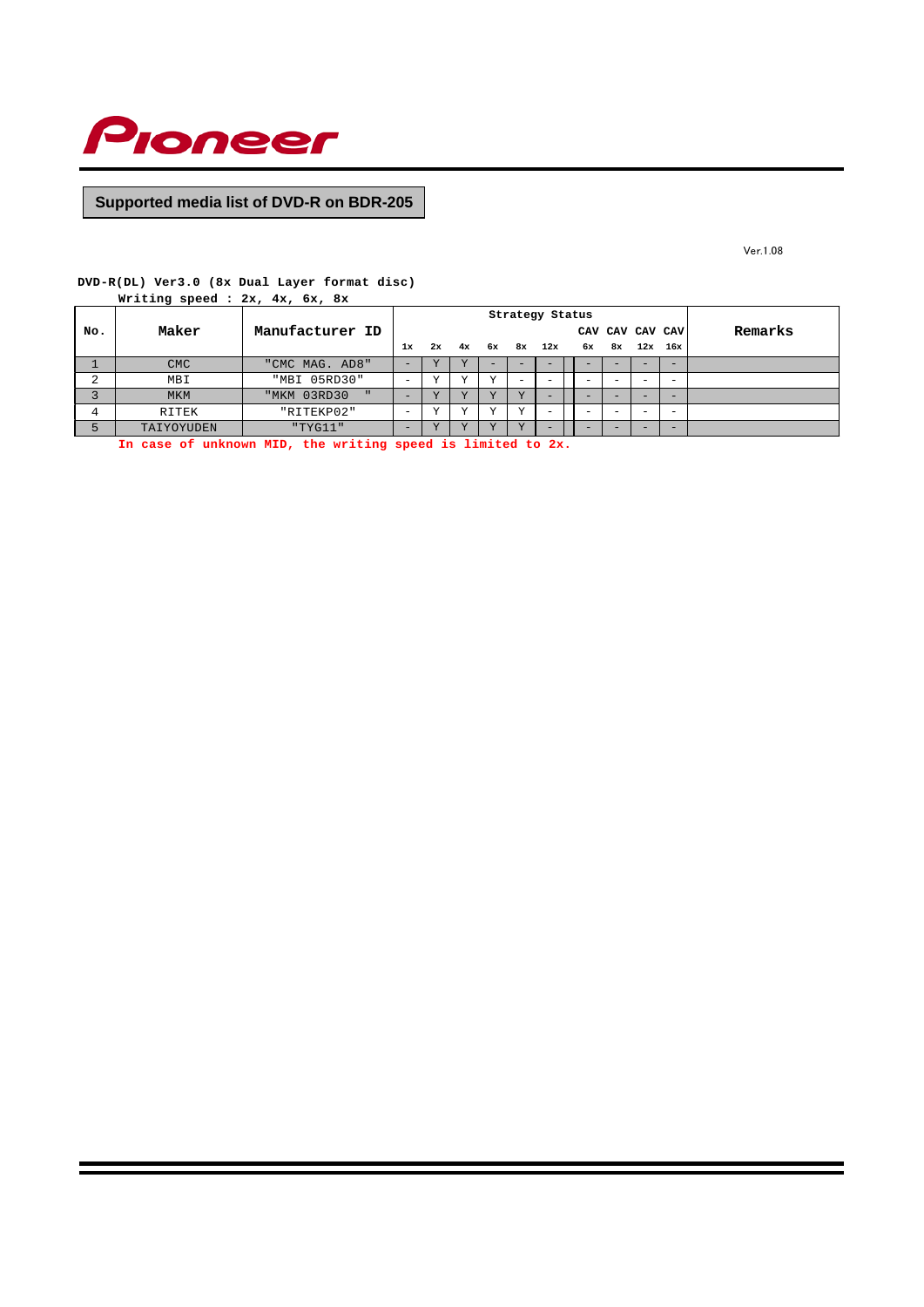Pioneer

## Supported media list of DVD-R on BDR-205

Ver.1.08

**DVD-R(DL) Ver3.0 (8x Dual Layer format disc)**

**Writing speed : 2x, 4x, 6x, 8x**

| No. | Maker | Manufacturer ID | Strategy Status | | | | | | | | | | Remarks |
|---|---|---|---|---|---|---|---|---|---|---|---|---|---|
| | | | 1x | 2x | 4x | 6x | 8x | 12x | CAV 6x | CAV 8x | CAV 12x | CAV 16x | |
| 1 | CMC | "CMC MAG. AD8" | - | Y | Y | - | - | - | - | - | - | - | |
| 2 | MBI | "MBI 05RD30" | - | Y | Y | Y | - | - | - | - | - | - | |
| 3 | MKM | "MKM 03RD30 " | - | Y | Y | Y | Y | - | - | - | - | - | |
| 4 | RITEK | "RITEKP02" | - | Y | Y | Y | Y | - | - | - | - | - | |
| 5 | TAIYOYUDEN | "TYG11" | - | Y | Y | Y | Y | - | - | - | - | - | |

In case of unknown MID, the writing speed is limited to 2x.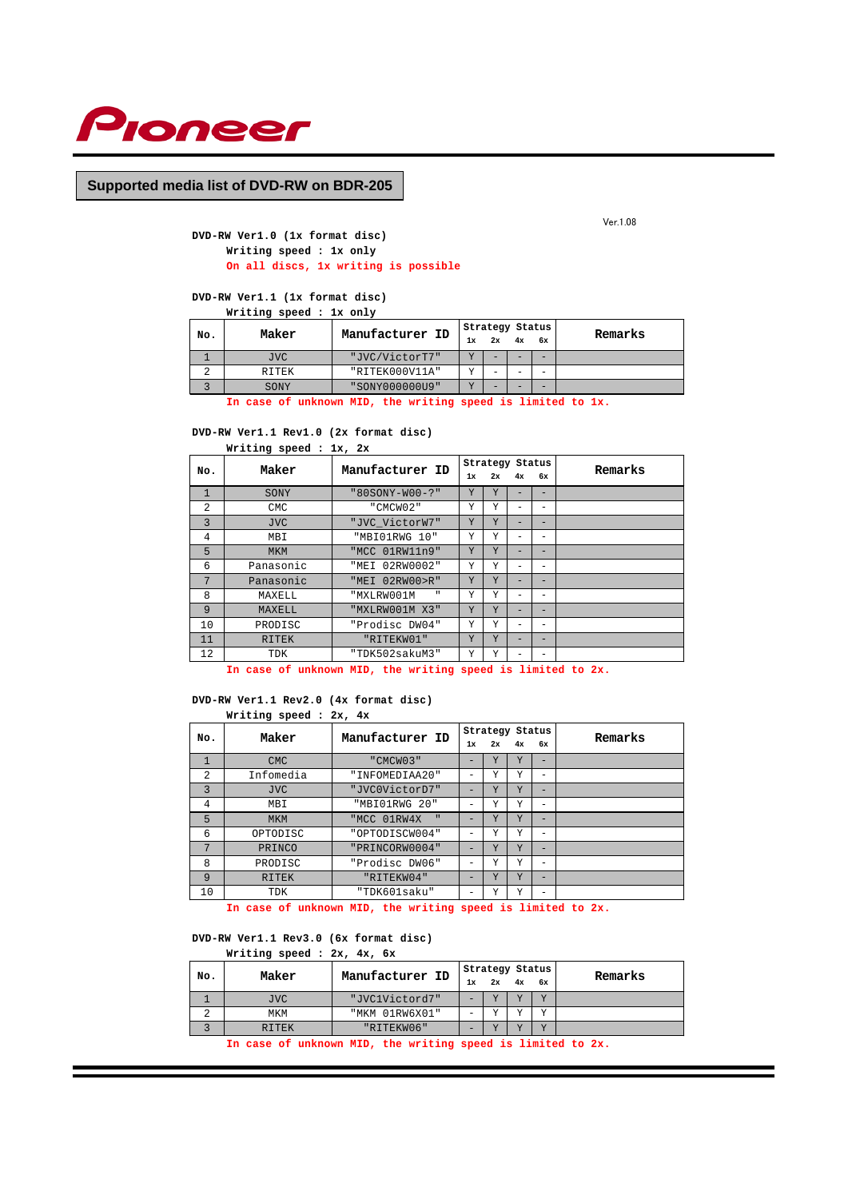Pioneer

## Supported media list of DVD-RW on BDR-205

Ver.1.08

**DVD-RW Ver1.0 (1x format disc)**

Writing speed : 1x only

On all discs, 1x writing is possible

**DVD-RW Ver1.1 (1x format disc)**

Writing speed : 1x only

| No. | Maker | Manufacturer ID | Strategy Status 1x | 2x | 4x | 6x | Remarks |
|---|---|---|---|---|---|---|---|
| 1 | JVC | "JVC/VictorT7" | Y | - | - | - | |
| 2 | RITEK | "RITEK000V11A" | Y | - | - | - | |
| 3 | SONY | "SONY000000U9" | Y | - | - | - | |

In case of unknown MID, the writing speed is limited to 1x.

**DVD-RW Ver1.1 Rev1.0 (2x format disc)**

Writing speed : 1x, 2x

| No. | Maker | Manufacturer ID | Strategy Status 1x | 2x | 4x | 6x | Remarks |
|---|---|---|---|---|---|---|---|
| 1 | SONY | "80SONY-W00-?" | Y | Y | - | - | |
| 2 | CMC | "CMCW02" | Y | Y | - | - | |
| 3 | JVC | "JVC_VictorW7" | Y | Y | - | - | |
| 4 | MBI | "MBI01RWG 10" | Y | Y | - | - | |
| 5 | MKM | "MCC 01RW11n9" | Y | Y | - | - | |
| 6 | Panasonic | "MEI 02RW0002" | Y | Y | - | - | |
| 7 | Panasonic | "MEI 02RW00>R" | Y | Y | - | - | |
| 8 | MAXELL | "MXLRW001M " | Y | Y | - | - | |
| 9 | MAXELL | "MXLRW001M X3" | Y | Y | - | - | |
| 10 | PRODISC | "Prodisc DW04" | Y | Y | - | - | |
| 11 | RITEK | "RITEKW01" | Y | Y | - | - | |
| 12 | TDK | "TDK502sakuM3" | Y | Y | - | - | |

In case of unknown MID, the writing speed is limited to 2x.

**DVD-RW Ver1.1 Rev2.0 (4x format disc)**

Writing speed : 2x, 4x

| No. | Maker | Manufacturer ID | Strategy Status 1x | 2x | 4x | 6x | Remarks |
|---|---|---|---|---|---|---|---|
| 1 | CMC | "CMCW03" | - | Y | Y | - | |
| 2 | Infomedia | "INFOMEDIAA20" | - | Y | Y | - | |
| 3 | JVC | "JVC0VictorD7" | - | Y | Y | - | |
| 4 | MBI | "MBI01RWG 20" | - | Y | Y | - | |
| 5 | MKM | "MCC 01RW4X " | - | Y | Y | - | |
| 6 | OPTODISC | "OPTODISCW004" | - | Y | Y | - | |
| 7 | PRINCO | "PRINCORW0004" | - | Y | Y | - | |
| 8 | PRODISC | "Prodisc DW06" | - | Y | Y | - | |
| 9 | RITEK | "RITEKW04" | - | Y | Y | - | |
| 10 | TDK | "TDK601saku" | - | Y | Y | - | |

In case of unknown MID, the writing speed is limited to 2x.

**DVD-RW Ver1.1 Rev3.0 (6x format disc)**

Writing speed : 2x, 4x, 6x

| No. | Maker | Manufacturer ID | Strategy Status 1x | 2x | 4x | 6x | Remarks |
|---|---|---|---|---|---|---|---|
| 1 | JVC | "JVC1Victord7" | - | Y | Y | Y | |
| 2 | MKM | "MKM 01RW6X01" | - | Y | Y | Y | |
| 3 | RITEK | "RITEKW06" | - | Y | Y | Y | |

In case of unknown MID, the writing speed is limited to 2x.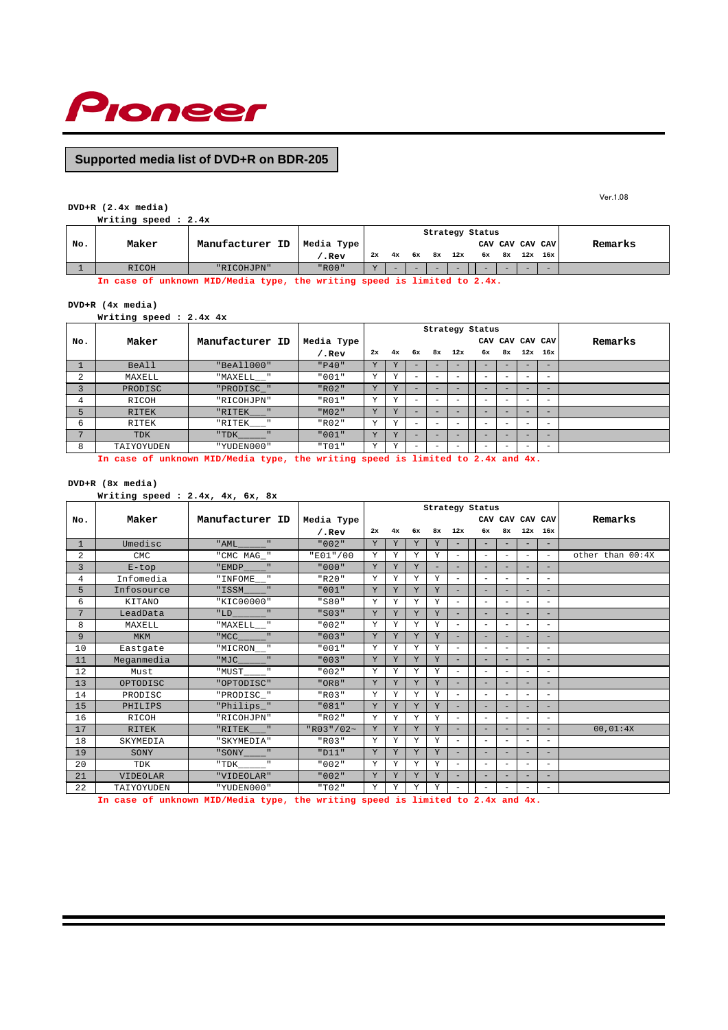# Pioneer

## Supported media list of DVD+R on BDR-205

Ver.1.08

**DVD+R (2.4x media)**

Writing speed : 2.4x

| No. | Maker | Manufacturer ID | Media Type /.Rev | Strategy Status 2x | 4x | 6x | 8x | 12x | CAV 6x | CAV 8x | CAV 12x | CAV 16x | Remarks |
|---|---|---|---|---|---|---|---|---|---|---|---|---|---|
| 1 | RICOH | "RICOHJPN" | "R00" | Y | - | - | - | - | - | - | - | - | |

In case of unknown MID/Media type, the writing speed is limited to 2.4x.

**DVD+R (4x media)**

Writing speed : 2.4x 4x

| No. | Maker | Manufacturer ID | Media Type /.Rev | Strategy Status 2x | 4x | 6x | 8x | 12x | CAV 6x | CAV 8x | CAV 12x | CAV 16x | Remarks |
|---|---|---|---|---|---|---|---|---|---|---|---|---|---|
| 1 | BeAll | "BeAll000" | "P40" | Y | Y | - | - | - | - | - | - | - | |
| 2 | MAXELL | "MAXELL__" | "001" | Y | Y | - | - | - | - | - | - | - | |
| 3 | PRODISC | "PRODISC_" | "R02" | Y | Y | - | - | - | - | - | - | - | |
| 4 | RICOH | "RICOHJPN" | "R01" | Y | Y | - | - | - | - | - | - | - | |
| 5 | RITEK | "RITEK___" | "M02" | Y | Y | - | - | - | - | - | - | - | |
| 6 | RITEK | "RITEK___" | "R02" | Y | Y | - | - | - | - | - | - | - | |
| 7 | TDK | "TDK_____" | "001" | Y | Y | - | - | - | - | - | - | - | |
| 8 | TAIYOYUDEN | "YUDEN000" | "T01" | Y | Y | - | - | - | - | - | - | - | |

In case of unknown MID/Media type, the writing speed is limited to 2.4x and 4x.

**DVD+R (8x media)**

Writing speed : 2.4x, 4x, 6x, 8x

| No. | Maker | Manufacturer ID | Media Type /.Rev | Strategy Status 2x | 4x | 6x | 8x | 12x | CAV 6x | CAV 8x | CAV 12x | CAV 16x | Remarks |
|---|---|---|---|---|---|---|---|---|---|---|---|---|---|
| 1 | Umedisc | "AML_____" | "002" | Y | Y | Y | Y | - | - | - | - | - | |
| 2 | CMC | "CMC MAG_" | "E01"/00 | Y | Y | Y | Y | - | - | - | - | - | other than 00:4X |
| 3 | E-top | "EMDP____" | "000" | Y | Y | Y | - | - | - | - | - | - | |
| 4 | Infomedia | "INFOME__" | "R20" | Y | Y | Y | Y | - | - | - | - | - | |
| 5 | Infosource | "ISSM____" | "001" | Y | Y | Y | Y | - | - | - | - | - | |
| 6 | KITANO | "KIC00000" | "S80" | Y | Y | Y | Y | - | - | - | - | - | |
| 7 | LeadData | "LD______" | "S03" | Y | Y | Y | Y | - | - | - | - | - | |
| 8 | MAXELL | "MAXELL__" | "002" | Y | Y | Y | Y | - | - | - | - | - | |
| 9 | MKM | "MCC_____" | "003" | Y | Y | Y | Y | - | - | - | - | - | |
| 10 | Eastgate | "MICRON__" | "001" | Y | Y | Y | Y | - | - | - | - | - | |
| 11 | Meganmedia | "MJC_____" | "003" | Y | Y | Y | Y | - | - | - | - | - | |
| 12 | Must | "MUST____" | "002" | Y | Y | Y | Y | - | - | - | - | - | |
| 13 | OPTODISC | "OPTODISC" | "OR8" | Y | Y | Y | Y | - | - | - | - | - | |
| 14 | PRODISC | "PRODISC_" | "R03" | Y | Y | Y | Y | - | - | - | - | - | |
| 15 | PHILIPS | "Philips_" | "081" | Y | Y | Y | Y | - | - | - | - | - | |
| 16 | RICOH | "RICOHJPN" | "R02" | Y | Y | Y | Y | - | - | - | - | - | |
| 17 | RITEK | "RITEK___" | "R03"/02~ | Y | Y | Y | Y | - | - | - | - | - | 00,01:4X |
| 18 | SKYMEDIA | "SKYMEDIA" | "R03" | Y | Y | Y | Y | - | - | - | - | - | |
| 19 | SONY | "SONY____" | "D11" | Y | Y | Y | Y | - | - | - | - | - | |
| 20 | TDK | "TDK_____" | "002" | Y | Y | Y | Y | - | - | - | - | - | |
| 21 | VIDEOLAR | "VIDEOLAR" | "002" | Y | Y | Y | Y | - | - | - | - | - | |
| 22 | TAIYOYUDEN | "YUDEN000" | "T02" | Y | Y | Y | Y | - | - | - | - | - | |

In case of unknown MID/Media type, the writing speed is limited to 2.4x and 4x.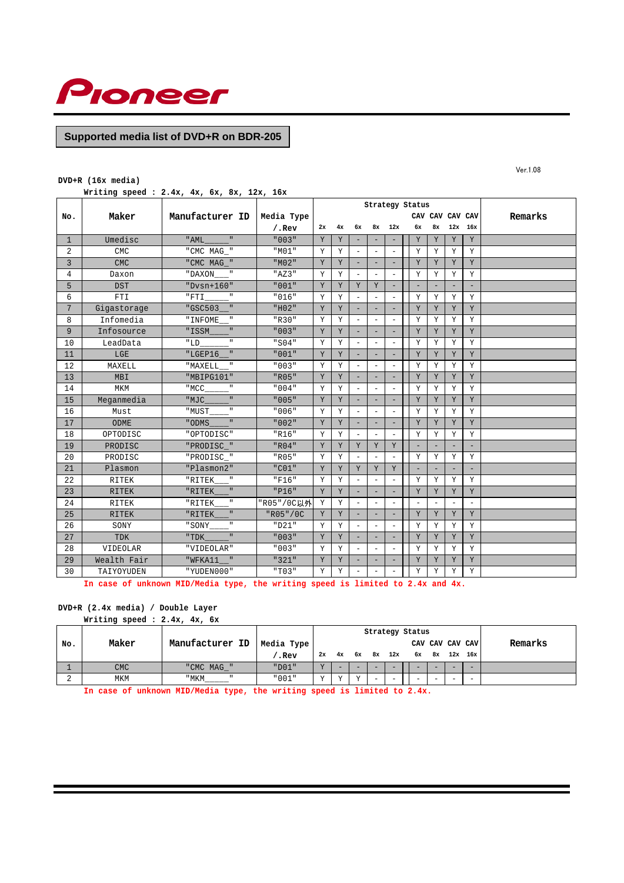Pioneer

## Supported media list of DVD+R on BDR-205

Ver.1.08

**DVD+R (16x media)**

Writing speed : 2.4x, 4x, 6x, 8x, 12x, 16x

| No. | Maker | Manufacturer ID | Media Type /.Rev | Strategy Status 2x | 4x | 6x | 8x | 12x | CAV 6x | CAV 8x | CAV 12x | CAV 16x | Remarks |
|---|---|---|---|---|---|---|---|---|---|---|---|---|---|
| 1 | Umedisc | "AML_____" | "003" | Y | Y | - | - | - | Y | Y | Y | Y | |
| 2 | CMC | "CMC MAG_" | "M01" | Y | Y | - | - | - | Y | Y | Y | Y | |
| 3 | CMC | "CMC MAG_" | "M02" | Y | Y | - | - | - | Y | Y | Y | Y | |
| 4 | Daxon | "DAXON___" | "AZ3" | Y | Y | - | - | - | Y | Y | Y | Y | |
| 5 | DST | "Dvsn+160" | "001" | Y | Y | Y | Y | - | - | - | - | - | |
| 6 | FTI | "FTI_____" | "016" | Y | Y | - | - | - | Y | Y | Y | Y | |
| 7 | Gigastorage | "GSC503__" | "H02" | Y | Y | - | - | - | Y | Y | Y | Y | |
| 8 | Infomedia | "INFOME__" | "R30" | Y | Y | - | - | - | Y | Y | Y | Y | |
| 9 | Infosource | "ISSM____" | "003" | Y | Y | - | - | - | Y | Y | Y | Y | |
| 10 | LeadData | "LD______" | "S04" | Y | Y | - | - | - | Y | Y | Y | Y | |
| 11 | LGE | "LGEP16__" | "001" | Y | Y | - | - | - | Y | Y | Y | Y | |
| 12 | MAXELL | "MAXELL__" | "003" | Y | Y | - | - | - | Y | Y | Y | Y | |
| 13 | MBI | "MBIPG101" | "R05" | Y | Y | - | - | - | Y | Y | Y | Y | |
| 14 | MKM | "MCC_____" | "004" | Y | Y | - | - | - | Y | Y | Y | Y | |
| 15 | Meganmedia | "MJC_____" | "005" | Y | Y | - | - | - | Y | Y | Y | Y | |
| 16 | Must | "MUST____" | "006" | Y | Y | - | - | - | Y | Y | Y | Y | |
| 17 | ODME | "ODMS____" | "002" | Y | Y | - | - | - | Y | Y | Y | Y | |
| 18 | OPTODISC | "OPTODISC" | "R16" | Y | Y | - | - | - | Y | Y | Y | Y | |
| 19 | PRODISC | "PRODISC_" | "R04" | Y | Y | Y | Y | Y | - | - | - | - | |
| 20 | PRODISC | "PRODISC_" | "R05" | Y | Y | - | - | - | Y | Y | Y | Y | |
| 21 | Plasmon | "Plasmon2" | "C01" | Y | Y | Y | Y | Y | - | - | - | - | |
| 22 | RITEK | "RITEK___" | "F16" | Y | Y | - | - | - | Y | Y | Y | Y | |
| 23 | RITEK | "RITEK___" | "P16" | Y | Y | - | - | - | Y | Y | Y | Y | |
| 24 | RITEK | "RITEK___" | "R05"/0C以外 | Y | Y | - | - | - | - | - | - | - | |
| 25 | RITEK | "RITEK___" | "R05"/0C | Y | Y | - | - | - | Y | Y | Y | Y | |
| 26 | SONY | "SONY____" | "D21" | Y | Y | - | - | - | Y | Y | Y | Y | |
| 27 | TDK | "TDK_____" | "003" | Y | Y | - | - | - | Y | Y | Y | Y | |
| 28 | VIDEOLAR | "VIDEOLAR" | "003" | Y | Y | - | - | - | Y | Y | Y | Y | |
| 29 | Wealth Fair | "WFKA11__" | "321" | Y | Y | - | - | - | Y | Y | Y | Y | |
| 30 | TAIYOYUDEN | "YUDEN000" | "T03" | Y | Y | - | - | - | Y | Y | Y | Y | |

In case of unknown MID/Media type, the writing speed is limited to 2.4x and 4x.

**DVD+R (2.4x media) / Double Layer**

Writing speed : 2.4x, 4x, 6x

| No. | Maker | Manufacturer ID | Media Type /.Rev | Strategy Status 2x | 4x | 6x | 8x | 12x | CAV 6x | CAV 8x | CAV 12x | CAV 16x | Remarks |
|---|---|---|---|---|---|---|---|---|---|---|---|---|---|
| 1 | CMC | "CMC MAG_" | "D01" | Y | - | - | - | - | - | - | - | - | |
| 2 | MKM | "MKM_____" | "001" | Y | Y | Y | - | - | - | - | - | - | |

In case of unknown MID/Media type, the writing speed is limited to 2.4x.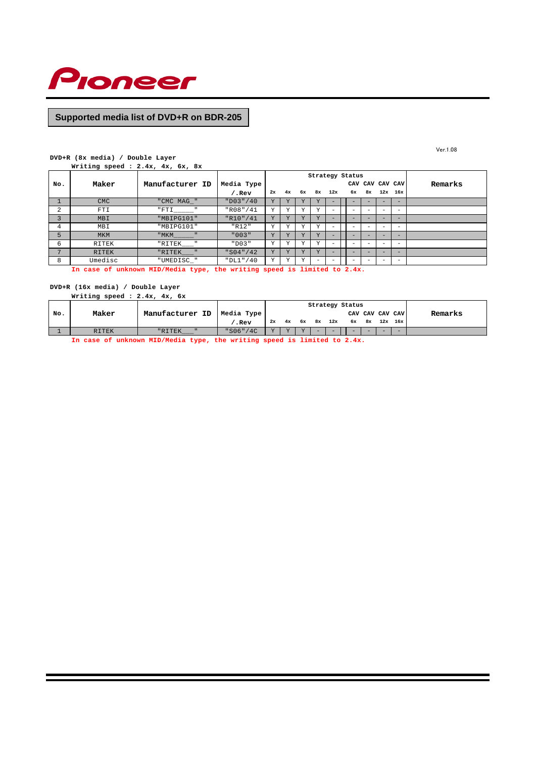Pioneer

## Supported media list of DVD+R on BDR-205

Ver.1.08

DVD+R (8x media) / Double Layer
Writing speed : 2.4x, 4x, 6x, 8x

| No. | Maker | Manufacturer ID | Media Type /.Rev | Strategy Status 2x | 4x | 6x | 8x | 12x | CAV 6x | CAV 8x | CAV 12x | CAV 16x | Remarks |
|---|---|---|---|---|---|---|---|---|---|---|---|---|---|
| 1 | CMC | "CMC MAG_" | "D03"/40 | Y | Y | Y | Y | - | - | - | - | - | |
| 2 | FTI | "FTI_____" | "R08"/41 | Y | Y | Y | Y | - | - | - | - | - | |
| 3 | MBI | "MBIPG101" | "R10"/41 | Y | Y | Y | Y | - | - | - | - | - | |
| 4 | MBI | "MBIPG101" | "R12" | Y | Y | Y | Y | - | - | - | - | - | |
| 5 | MKM | "MKM_____" | "003" | Y | Y | Y | Y | - | - | - | - | - | |
| 6 | RITEK | "RITEK___" | "D03" | Y | Y | Y | Y | - | - | - | - | - | |
| 7 | RITEK | "RITEK___" | "S04"/42 | Y | Y | Y | Y | - | - | - | - | - | |
| 8 | Umedisc | "UMEDISC_" | "DL1"/40 | Y | Y | Y | - | - | - | - | - | - | |

In case of unknown MID/Media type, the writing speed is limited to 2.4x.

DVD+R (16x media) / Double Layer
Writing speed : 2.4x, 4x, 6x

| No. | Maker | Manufacturer ID | Media Type /.Rev | Strategy Status 2x | 4x | 6x | 8x | 12x | CAV 6x | CAV 8x | CAV 12x | CAV 16x | Remarks |
|---|---|---|---|---|---|---|---|---|---|---|---|---|---|
| 1 | RITEK | "RITEK___" | "S06"/4C | Y | Y | Y | - | - | - | - | - | - | |

In case of unknown MID/Media type, the writing speed is limited to 2.4x.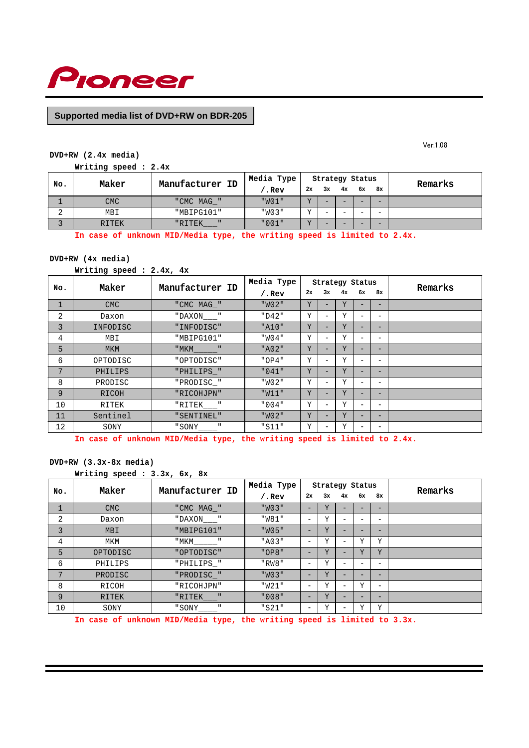Pioneer

## Supported media list of DVD+RW on BDR-205

Ver.1.08

### DVD+RW (2.4x media)

Writing speed : 2.4x

| No. | Maker | Manufacturer ID | Media Type /.Rev | Strategy Status 2x | 3x | 4x | 6x | 8x | Remarks |
|---|---|---|---|---|---|---|---|---|---|
| 1 | CMC | "CMC MAG_" | "W01" | Y | - | - | - | - | |
| 2 | MBI | "MBIPG101" | "W03" | Y | - | - | - | - | |
| 3 | RITEK | "RITEK___" | "001" | Y | - | - | - | - | |

In case of unknown MID/Media type, the writing speed is limited to 2.4x.

### DVD+RW (4x media)

Writing speed : 2.4x, 4x

| No. | Maker | Manufacturer ID | Media Type /.Rev | Strategy Status 2x | 3x | 4x | 6x | 8x | Remarks |
|---|---|---|---|---|---|---|---|---|---|
| 1 | CMC | "CMC MAG_" | "W02" | Y | - | Y | - | - | |
| 2 | Daxon | "DAXON___" | "D42" | Y | - | Y | - | - | |
| 3 | INFODISC | "INFODISC" | "A10" | Y | - | Y | - | - | |
| 4 | MBI | "MBIPG101" | "W04" | Y | - | Y | - | - | |
| 5 | MKM | "MKM_____" | "A02" | Y | - | Y | - | - | |
| 6 | OPTODISC | "OPTODISC" | "OP4" | Y | - | Y | - | - | |
| 7 | PHILIPS | "PHILIPS_" | "041" | Y | - | Y | - | - | |
| 8 | PRODISC | "PRODISC_" | "W02" | Y | - | Y | - | - | |
| 9 | RICOH | "RICOHJPN" | "W11" | Y | - | Y | - | - | |
| 10 | RITEK | "RITEK___" | "004" | Y | - | Y | - | - | |
| 11 | Sentinel | "SENTINEL" | "W02" | Y | - | Y | - | - | |
| 12 | SONY | "SONY____" | "S11" | Y | - | Y | - | - | |

In case of unknown MID/Media type, the writing speed is limited to 2.4x.

### DVD+RW (3.3x-8x media)

Writing speed : 3.3x, 6x, 8x

| No. | Maker | Manufacturer ID | Media Type /.Rev | Strategy Status 2x | 3x | 4x | 6x | 8x | Remarks |
|---|---|---|---|---|---|---|---|---|---|
| 1 | CMC | "CMC MAG_" | "W03" | - | Y | - | - | - | |
| 2 | Daxon | "DAXON___" | "W81" | - | Y | - | - | - | |
| 3 | MBI | "MBIPG101" | "W05" | - | Y | - | - | - | |
| 4 | MKM | "MKM_____" | "A03" | - | Y | - | Y | Y | |
| 5 | OPTODISC | "OPTODISC" | "OP8" | - | Y | - | Y | Y | |
| 6 | PHILIPS | "PHILIPS_" | "RW8" | - | Y | - | - | - | |
| 7 | PRODISC | "PRODISC_" | "W03" | - | Y | - | - | - | |
| 8 | RICOH | "RICOHJPN" | "W21" | - | Y | - | Y | - | |
| 9 | RITEK | "RITEK___" | "008" | - | Y | - | - | - | |
| 10 | SONY | "SONY____" | "S21" | - | Y | - | Y | Y | |

In case of unknown MID/Media type, the writing speed is limited to 3.3x.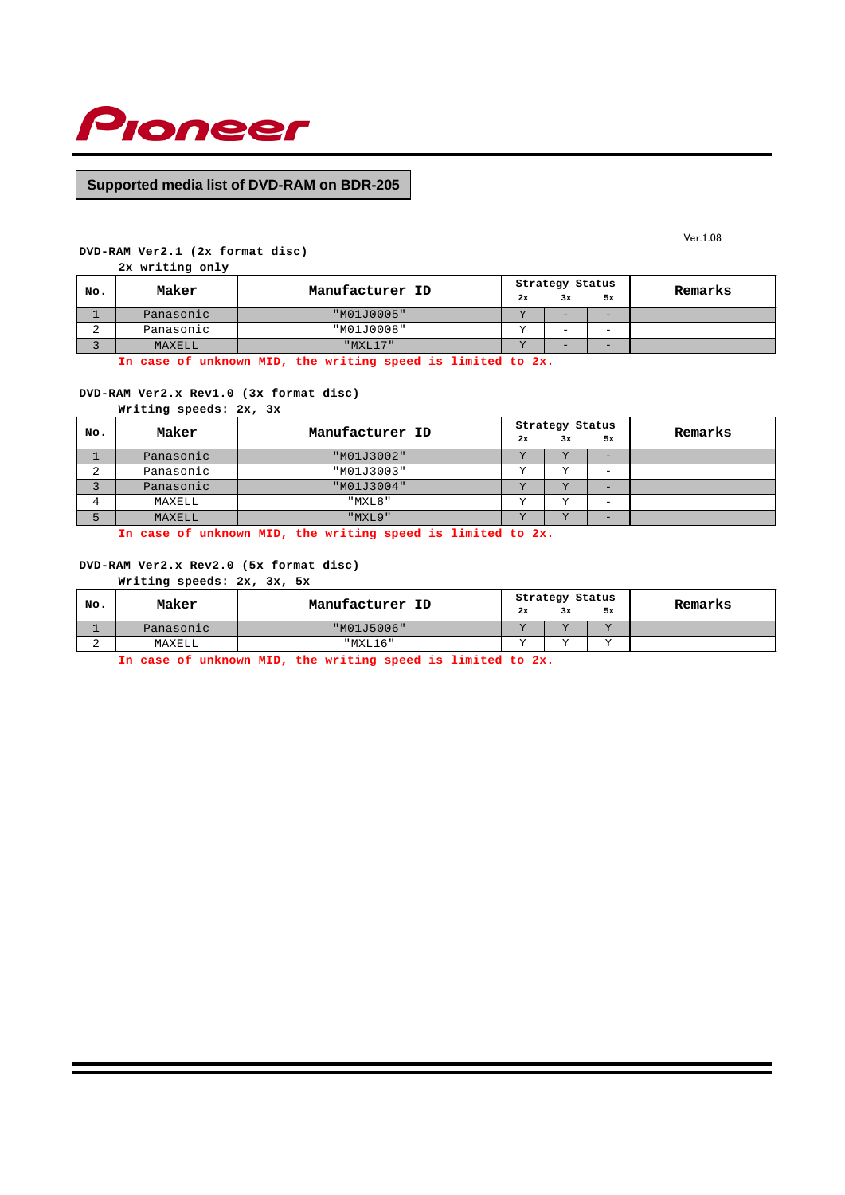Pioneer

## Supported media list of DVD-RAM on BDR-205

Ver.1.08

**DVD-RAM Ver2.1 (2x format disc)**
2x writing only

| No. | Maker | Manufacturer ID | Strategy Status | | | Remarks |
|---|---|---|---|---|---|---|
| | | | 2x | 3x | 5x | |
| 1 | Panasonic | "M01J0005" | Y | - | - | |
| 2 | Panasonic | "M01J0008" | Y | - | - | |
| 3 | MAXELL | "MXL17" | Y | - | - | |

In case of unknown MID, the writing speed is limited to 2x.

**DVD-RAM Ver2.x Rev1.0 (3x format disc)**
Writing speeds: 2x, 3x

| No. | Maker | Manufacturer ID | Strategy Status | | | Remarks |
|---|---|---|---|---|---|---|
| | | | 2x | 3x | 5x | |
| 1 | Panasonic | "M01J3002" | Y | Y | - | |
| 2 | Panasonic | "M01J3003" | Y | Y | - | |
| 3 | Panasonic | "M01J3004" | Y | Y | - | |
| 4 | MAXELL | "MXL8" | Y | Y | - | |
| 5 | MAXELL | "MXL9" | Y | Y | - | |

In case of unknown MID, the writing speed is limited to 2x.

**DVD-RAM Ver2.x Rev2.0 (5x format disc)**
Writing speeds: 2x, 3x, 5x

| No. | Maker | Manufacturer ID | Strategy Status | | | Remarks |
|---|---|---|---|---|---|---|
| | | | 2x | 3x | 5x | |
| 1 | Panasonic | "M01J5006" | Y | Y | Y | |
| 2 | MAXELL | "MXL16" | Y | Y | Y | |

In case of unknown MID, the writing speed is limited to 2x.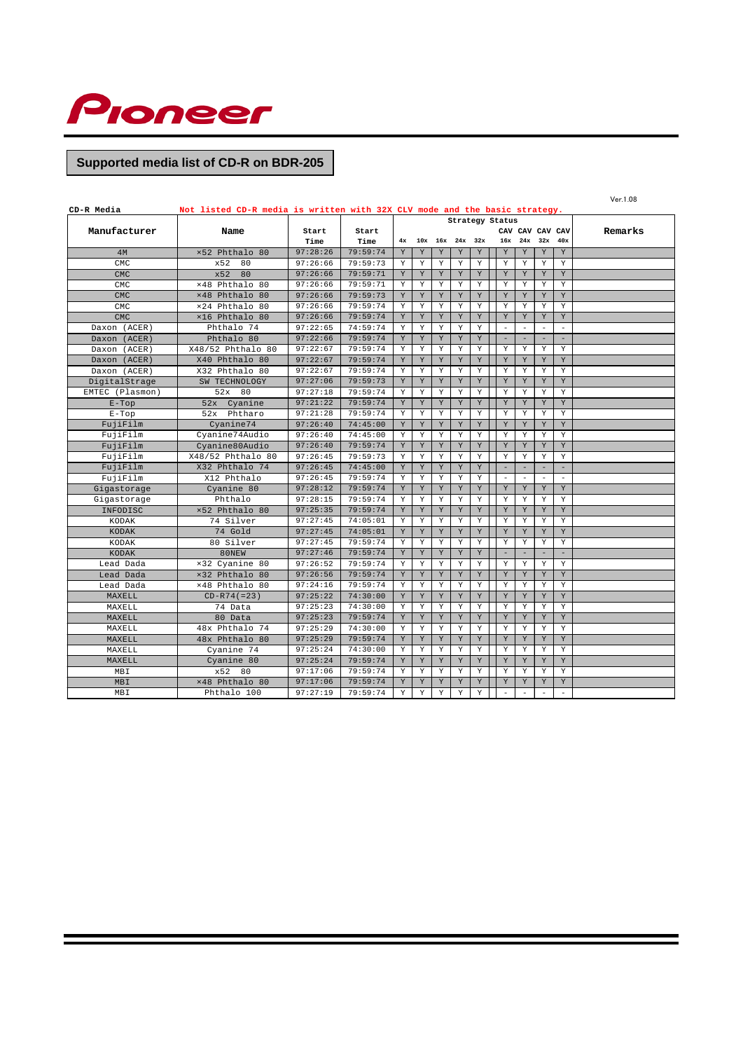Pioneer

## Supported media list of CR-R on BDR-205

Ver.1.08

**CD-R Media** Not listed CD-R media is written with 32X CLV mode and the basic strategy.

| Manufacturer | Name | Start Time | Start Time | Strategy Status | | | | | | | | | Remarks |
|---|---|---|---|---|---|---|---|---|---|---|---|---|---|
| | | | | 4x | 10x | 16x | 24x | 32x | CAV 16x | CAV 24x | CAV 32x | CAV 40x | |
| 4M | x52 Phthalo 80 | 97:28:26 | 79:59:74 | Y | Y | Y | Y | Y | Y | Y | Y | Y | |
| CMC | x52 80 | 97:26:66 | 79:59:73 | Y | Y | Y | Y | Y | Y | Y | Y | Y | |
| CMC | x52 80 | 97:26:66 | 79:59:71 | Y | Y | Y | Y | Y | Y | Y | Y | Y | |
| CMC | x48 Phthalo 80 | 97:26:66 | 79:59:71 | Y | Y | Y | Y | Y | Y | Y | Y | Y | |
| CMC | x48 Phthalo 80 | 97:26:66 | 79:59:73 | Y | Y | Y | Y | Y | Y | Y | Y | Y | |
| CMC | x24 Phthalo 80 | 97:26:66 | 79:59:74 | Y | Y | Y | Y | Y | Y | Y | Y | Y | |
| CMC | x16 Phthalo 80 | 97:26:66 | 79:59:74 | Y | Y | Y | Y | Y | Y | Y | Y | Y | |
| Daxon (ACER) | Phthalo 74 | 97:22:65 | 74:59:74 | Y | Y | Y | Y | Y | - | - | - | - | |
| Daxon (ACER) | Phthalo 80 | 97:22:66 | 79:59:74 | Y | Y | Y | Y | Y | - | - | - | - | |
| Daxon (ACER) | X48/52 Phthalo 80 | 97:22:67 | 79:59:74 | Y | Y | Y | Y | Y | Y | Y | Y | Y | |
| Daxon (ACER) | X40 Phthalo 80 | 97:22:67 | 79:59:74 | Y | Y | Y | Y | Y | Y | Y | Y | Y | |
| Daxon (ACER) | X32 Phthalo 80 | 97:22:67 | 79:59:74 | Y | Y | Y | Y | Y | Y | Y | Y | Y | |
| DigitalStrage | SW TECHNOLOGY | 97:27:06 | 79:59:73 | Y | Y | Y | Y | Y | Y | Y | Y | Y | |
| EMTEC (Plasmon) | 52x 80 | 97:27:18 | 79:59:74 | Y | Y | Y | Y | Y | Y | Y | Y | Y | |
| E-Top | 52x Cyanine | 97:21:22 | 79:59:74 | Y | Y | Y | Y | Y | Y | Y | Y | Y | |
| E-Top | 52x Phtharo | 97:21:28 | 79:59:74 | Y | Y | Y | Y | Y | Y | Y | Y | Y | |
| FujiFilm | Cyanine74 | 97:26:40 | 74:45:00 | Y | Y | Y | Y | Y | Y | Y | Y | Y | |
| FujiFilm | Cyanine74Audio | 97:26:40 | 74:45:00 | Y | Y | Y | Y | Y | Y | Y | Y | Y | |
| FujiFilm | Cyanine80Audio | 97:26:40 | 79:59:74 | Y | Y | Y | Y | Y | Y | Y | Y | Y | |
| FujiFilm | X48/52 Phthalo 80 | 97:26:45 | 79:59:73 | Y | Y | Y | Y | Y | Y | Y | Y | Y | |
| FujiFilm | X32 Phthalo 74 | 97:26:45 | 74:45:00 | Y | Y | Y | Y | Y | - | - | - | - | |
| FujiFilm | X12 Phthalo | 97:26:45 | 79:59:74 | Y | Y | Y | Y | Y | - | - | - | - | |
| Gigastorage | Cyanine 80 | 97:28:12 | 79:59:74 | Y | Y | Y | Y | Y | Y | Y | Y | Y | |
| Gigastorage | Phthalo | 97:28:15 | 79:59:74 | Y | Y | Y | Y | Y | Y | Y | Y | Y | |
| INFODISC | x52 Phthalo 80 | 97:25:35 | 79:59:74 | Y | Y | Y | Y | Y | Y | Y | Y | Y | |
| KODAK | 74 Silver | 97:27:45 | 74:05:01 | Y | Y | Y | Y | Y | Y | Y | Y | Y | |
| KODAK | 74 Gold | 97:27:45 | 74:05:01 | Y | Y | Y | Y | Y | Y | Y | Y | Y | |
| KODAK | 80 Silver | 97:27:45 | 79:59:74 | Y | Y | Y | Y | Y | Y | Y | Y | Y | |
| KODAK | 80NEW | 97:27:46 | 79:59:74 | Y | Y | Y | Y | Y | - | - | - | - | |
| Lead Dada | x32 Cyanine 80 | 97:26:52 | 79:59:74 | Y | Y | Y | Y | Y | Y | Y | Y | Y | |
| Lead Dada | x32 Phthalo 80 | 97:26:56 | 79:59:74 | Y | Y | Y | Y | Y | Y | Y | Y | Y | |
| Lead Dada | x48 Phthalo 80 | 97:24:16 | 79:59:74 | Y | Y | Y | Y | Y | Y | Y | Y | Y | |
| MAXELL | CD-R74(=23) | 97:25:22 | 74:30:00 | Y | Y | Y | Y | Y | Y | Y | Y | Y | |
| MAXELL | 74 Data | 97:25:23 | 74:30:00 | Y | Y | Y | Y | Y | Y | Y | Y | Y | |
| MAXELL | 80 Data | 97:25:23 | 79:59:74 | Y | Y | Y | Y | Y | Y | Y | Y | Y | |
| MAXELL | 48x Phthalo 74 | 97:25:29 | 74:30:00 | Y | Y | Y | Y | Y | Y | Y | Y | Y | |
| MAXELL | 48x Phthalo 80 | 97:25:29 | 79:59:74 | Y | Y | Y | Y | Y | Y | Y | Y | Y | |
| MAXELL | Cyanine 74 | 97:25:24 | 74:30:00 | Y | Y | Y | Y | Y | Y | Y | Y | Y | |
| MAXELL | Cyanine 80 | 97:25:24 | 79:59:74 | Y | Y | Y | Y | Y | Y | Y | Y | Y | |
| MBI | x52 80 | 97:17:06 | 79:59:74 | Y | Y | Y | Y | Y | Y | Y | Y | Y | |
| MBI | x48 Phthalo 80 | 97:17:06 | 79:59:74 | Y | Y | Y | Y | Y | Y | Y | Y | Y | |
| MBI | Phthalo 100 | 97:27:19 | 79:59:74 | Y | Y | Y | Y | Y | - | - | - | - | |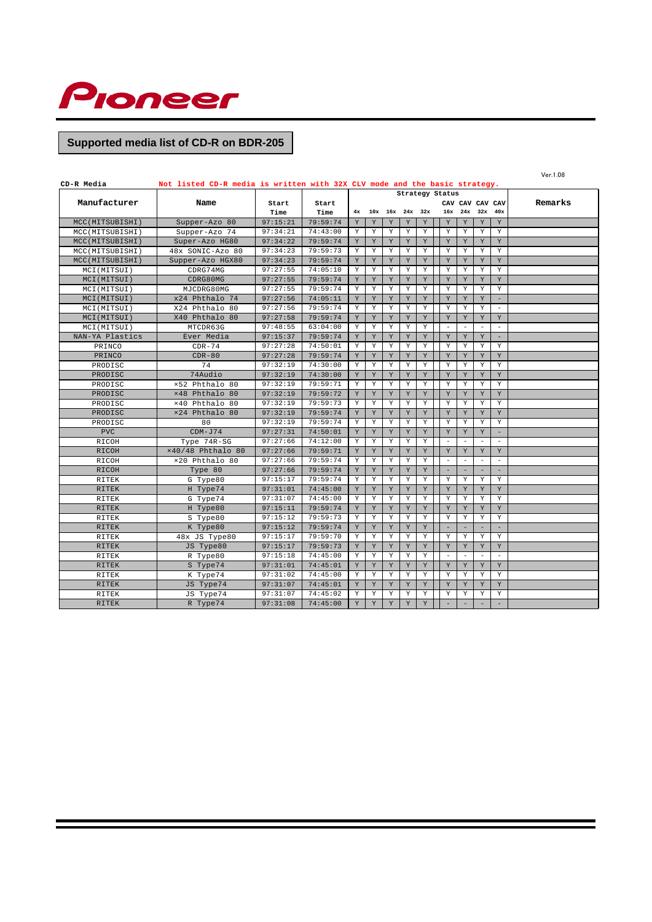Pioneer

## Supported media list of CD-R on BDR-205

Ver.1.08

**CD-R Media** Not listed CD-R media is written with 32X CLV mode and the basic strategy.

| Manufacturer | Name | Start Time | Start Time | Strategy Status 4x | 10x | 16x | 24x | 32x | CAV 16x | CAV 24x | CAV 32x | CAV 40x | Remarks |
|---|---|---|---|---|---|---|---|---|---|---|---|---|---|
| MCC(MITSUBISHI) | Supper-Azo 80 | 97:15:21 | 79:59:74 | Y | Y | Y | Y | Y | Y | Y | Y | Y | |
| MCC(MITSUBISHI) | Supper-Azo 74 | 97:34:21 | 74:43:00 | Y | Y | Y | Y | Y | Y | Y | Y | Y | |
| MCC(MITSUBISHI) | Super-Azo HG80 | 97:34:22 | 79:59:74 | Y | Y | Y | Y | Y | Y | Y | Y | Y | |
| MCC(MITSUBISHI) | 48x SONIC-Azo 80 | 97:34:23 | 79:59:73 | Y | Y | Y | Y | Y | Y | Y | Y | Y | |
| MCC(MITSUBISHI) | Supper-Azo HGX80 | 97:34:23 | 79:59:74 | Y | Y | Y | Y | Y | Y | Y | Y | Y | |
| MCI(MITSUI) | CDRG74MG | 97:27:55 | 74:05:10 | Y | Y | Y | Y | Y | Y | Y | Y | Y | |
| MCI(MITSUI) | CDRG80MG | 97:27:55 | 79:59:74 | Y | Y | Y | Y | Y | Y | Y | Y | Y | |
| MCI(MITSUI) | MJCDRG80MG | 97:27:55 | 79:59:74 | Y | Y | Y | Y | Y | Y | Y | Y | Y | |
| MCI(MITSUI) | x24 Phthalo 74 | 97:27:56 | 74:05:11 | Y | Y | Y | Y | Y | Y | Y | Y | - | |
| MCI(MITSUI) | X24 Phthalo 80 | 97:27:56 | 79:59:74 | Y | Y | Y | Y | Y | Y | Y | Y | - | |
| MCI(MITSUI) | X40 Phthalo 80 | 97:27:58 | 79:59:74 | Y | Y | Y | Y | Y | Y | Y | Y | Y | |
| MCI(MITSUI) | MTCDR63G | 97:48:55 | 63:04:00 | Y | Y | Y | Y | Y | - | - | - | - | |
| NAN-YA Plastics | Ever Media | 97:15:37 | 79:59:74 | Y | Y | Y | Y | Y | Y | Y | Y | - | |
| PRINCO | CDR-74 | 97:27:28 | 74:50:01 | Y | Y | Y | Y | Y | Y | Y | Y | Y | |
| PRINCO | CDR-80 | 97:27:28 | 79:59:74 | Y | Y | Y | Y | Y | Y | Y | Y | Y | |
| PRODISC | 74 | 97:32:19 | 74:30:00 | Y | Y | Y | Y | Y | Y | Y | Y | Y | |
| PRODISC | 74Audio | 97:32:19 | 74:30:00 | Y | Y | Y | Y | Y | Y | Y | Y | Y | |
| PRODISC | ×52 Phthalo 80 | 97:32:19 | 79:59:71 | Y | Y | Y | Y | Y | Y | Y | Y | Y | |
| PRODISC | ×48 Phthalo 80 | 97:32:19 | 79:59:72 | Y | Y | Y | Y | Y | Y | Y | Y | Y | |
| PRODISC | ×40 Phthalo 80 | 97:32:19 | 79:59:73 | Y | Y | Y | Y | Y | Y | Y | Y | Y | |
| PRODISC | ×24 Phthalo 80 | 97:32:19 | 79:59:74 | Y | Y | Y | Y | Y | Y | Y | Y | Y | |
| PRODISC | 80 | 97:32:19 | 79:59:74 | Y | Y | Y | Y | Y | Y | Y | Y | Y | |
| PVC | CDM-J74 | 97:27:31 | 74:50:01 | Y | Y | Y | Y | Y | Y | Y | Y | - | |
| RICOH | Type 74R-SG | 97:27:66 | 74:12:00 | Y | Y | Y | Y | Y | - | - | - | - | |
| RICOH | ×40/48 Phthalo 80 | 97:27:66 | 79:59:71 | Y | Y | Y | Y | Y | Y | Y | Y | Y | |
| RICOH | ×20 Phthalo 80 | 97:27:66 | 79:59:74 | Y | Y | Y | Y | Y | - | - | - | - | |
| RICOH | Type 80 | 97:27:66 | 79:59:74 | Y | Y | Y | Y | Y | - | - | - | - | |
| RITEK | G Type80 | 97:15:17 | 79:59:74 | Y | Y | Y | Y | Y | Y | Y | Y | Y | |
| RITEK | H Type74 | 97:31:01 | 74:45:00 | Y | Y | Y | Y | Y | Y | Y | Y | Y | |
| RITEK | G Type74 | 97:31:07 | 74:45:00 | Y | Y | Y | Y | Y | Y | Y | Y | Y | |
| RITEK | H Type80 | 97:15:11 | 79:59:74 | Y | Y | Y | Y | Y | Y | Y | Y | Y | |
| RITEK | S Type80 | 97:15:12 | 79:59:73 | Y | Y | Y | Y | Y | Y | Y | Y | Y | |
| RITEK | K Type80 | 97:15:12 | 79:59:74 | Y | Y | Y | Y | Y | - | - | - | - | |
| RITEK | 48x JS Type80 | 97:15:17 | 79:59:70 | Y | Y | Y | Y | Y | Y | Y | Y | Y | |
| RITEK | JS Type80 | 97:15:17 | 79:59:73 | Y | Y | Y | Y | Y | Y | Y | Y | Y | |
| RITEK | R Type80 | 97:15:18 | 74:45:00 | Y | Y | Y | Y | Y | - | - | - | - | |
| RITEK | S Type74 | 97:31:01 | 74:45:01 | Y | Y | Y | Y | Y | Y | Y | Y | Y | |
| RITEK | K Type74 | 97:31:02 | 74:45:00 | Y | Y | Y | Y | Y | Y | Y | Y | Y | |
| RITEK | JS Type74 | 97:31:07 | 74:45:01 | Y | Y | Y | Y | Y | Y | Y | Y | Y | |
| RITEK | JS Type74 | 97:31:07 | 74:45:02 | Y | Y | Y | Y | Y | Y | Y | Y | Y | |
| RITEK | R Type74 | 97:31:08 | 74:45:00 | Y | Y | Y | Y | Y | - | - | - | - | |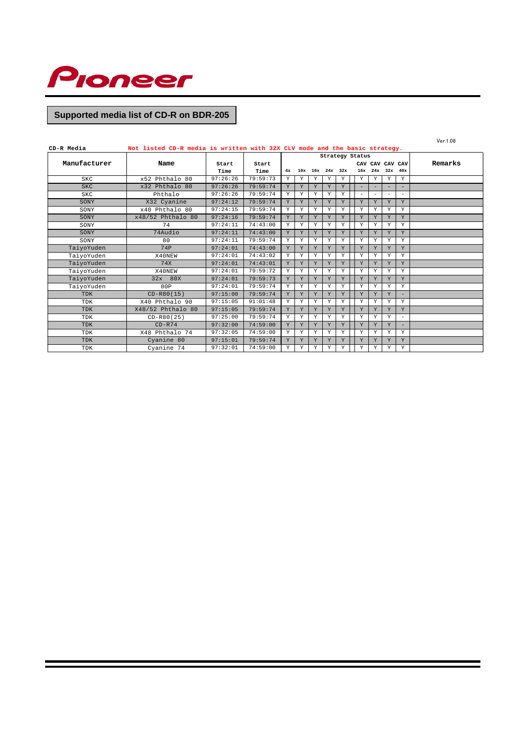Pioneer

# Supported media list of CD-R on BDR-205

Ver.1.08

**CD-R Media** Not listed CD-R media is written with 32X CLV mode and the basic strategy.

| Manufacturer | Name | Start Time | Start Time | Strategy Status | | | | | | | | | Remarks |
|---|---|---|---|---|---|---|---|---|---|---|---|---|---|
| | | | | 4x | 10x | 16x | 24x | 32x | CAV 16x | CAV 24x | CAV 32x | CAV 40x | |
| SKC | x52 Phthalo 80 | 97:26:26 | 79:59:73 | Y | Y | Y | Y | Y | Y | Y | Y | Y | |
| SKC | x32 Phthalo 80 | 97:26:26 | 79:59:74 | Y | Y | Y | Y | Y | - | - | - | - | |
| SKC | Phthalo | 97:26:26 | 79:59:74 | Y | Y | Y | Y | Y | - | - | - | - | |
| SONY | X32 Cyanine | 97:24:12 | 79:59:74 | Y | Y | Y | Y | Y | Y | Y | Y | Y | |
| SONY | x40 Phthalo 80 | 97:24:15 | 79:59:74 | Y | Y | Y | Y | Y | Y | Y | Y | Y | |
| SONY | x48/52 Phthalo 80 | 97:24:16 | 79:59:74 | Y | Y | Y | Y | Y | Y | Y | Y | Y | |
| SONY | 74 | 97:24:11 | 74:43:00 | Y | Y | Y | Y | Y | Y | Y | Y | Y | |
| SONY | 74Audio | 97:24:11 | 74:43:00 | Y | Y | Y | Y | Y | Y | Y | Y | Y | |
| SONY | 80 | 97:24:11 | 79:59:74 | Y | Y | Y | Y | Y | Y | Y | Y | Y | |
| TaiyoYuden | 74P | 97:24:01 | 74:43:00 | Y | Y | Y | Y | Y | Y | Y | Y | Y | |
| TaiyoYuden | X40NEW | 97:24:01 | 74:43:02 | Y | Y | Y | Y | Y | Y | Y | Y | Y | |
| TaiyoYuden | 74X | 97:24:01 | 74:43:01 | Y | Y | Y | Y | Y | Y | Y | Y | Y | |
| TaiyoYuden | X40NEW | 97:24:01 | 79:59:72 | Y | Y | Y | Y | Y | Y | Y | Y | Y | |
| TaiyoYuden | 32x 80X | 97:24:01 | 79:59:73 | Y | Y | Y | Y | Y | Y | Y | Y | Y | |
| TaiyoYuden | 80P | 97:24:01 | 79:59:74 | Y | Y | Y | Y | Y | Y | Y | Y | Y | |
| TDK | CD-R80(15) | 97:15:00 | 79:59:74 | Y | Y | Y | Y | Y | Y | Y | Y | - | |
| TDK | X40 Phthalo 90 | 97:15:05 | 91:01:48 | Y | Y | Y | Y | Y | Y | Y | Y | Y | |
| TDK | X48/52 Phthalo 80 | 97:15:05 | 79:59:74 | Y | Y | Y | Y | Y | Y | Y | Y | Y | |
| TDK | CD-R80(25) | 97:25:00 | 79:59:74 | Y | Y | Y | Y | Y | Y | Y | Y | - | |
| TDK | CD-R74 | 97:32:00 | 74:59:00 | Y | Y | Y | Y | Y | Y | Y | Y | - | |
| TDK | X48 Phthalo 74 | 97:32:05 | 74:59:00 | Y | Y | Y | Y | Y | Y | Y | Y | Y | |
| TDK | Cyanine 80 | 97:15:01 | 79:59:74 | Y | Y | Y | Y | Y | Y | Y | Y | Y | |
| TDK | Cyanine 74 | 97:32:01 | 74:59:00 | Y | Y | Y | Y | Y | Y | Y | Y | Y | |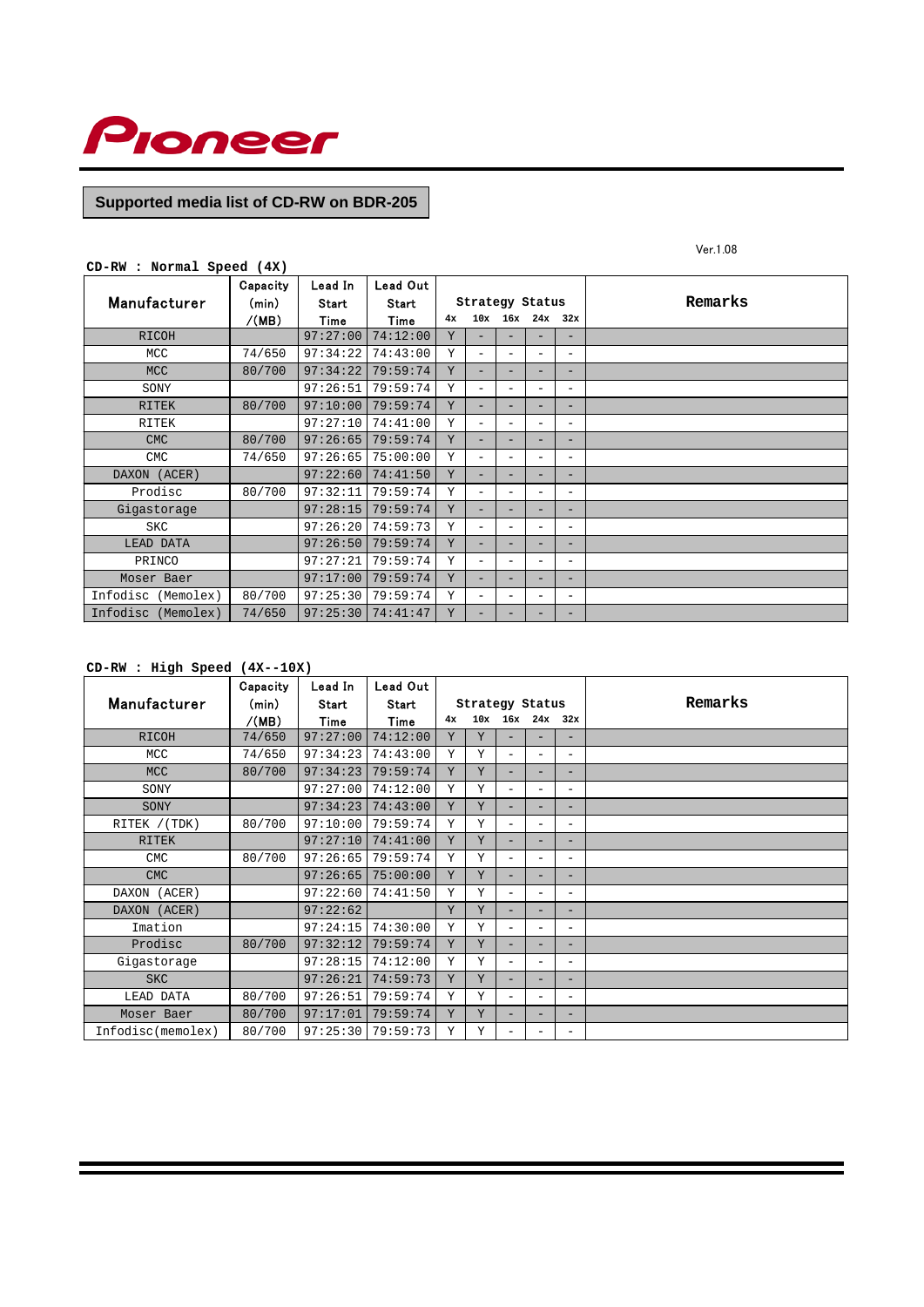Pioneer

## Supported media list of CD-RW on BDR-205

Ver.1.08

**CD-RW : Normal Speed (4X)**

| Manufacturer | Capacity (min) /(MB) | Lead In Start Time | Lead Out Start Time | Strategy Status 4x | 10x | 16x | 24x | 32x | Remarks |
|---|---|---|---|---|---|---|---|---|---|
| RICOH | | 97:27:00 | 74:12:00 | Y | - | - | - | - | |
| MCC | 74/650 | 97:34:22 | 74:43:00 | Y | - | - | - | - | |
| MCC | 80/700 | 97:34:22 | 79:59:74 | Y | - | - | - | - | |
| SONY | | 97:26:51 | 79:59:74 | Y | - | - | - | - | |
| RITEK | 80/700 | 97:10:00 | 79:59:74 | Y | - | - | - | - | |
| RITEK | | 97:27:10 | 74:41:00 | Y | - | - | - | - | |
| CMC | 80/700 | 97:26:65 | 79:59:74 | Y | - | - | - | - | |
| CMC | 74/650 | 97:26:65 | 75:00:00 | Y | - | - | - | - | |
| DAXON (ACER) | | 97:22:60 | 74:41:50 | Y | - | - | - | - | |
| Prodisc | 80/700 | 97:32:11 | 79:59:74 | Y | - | - | - | - | |
| Gigastorage | | 97:28:15 | 79:59:74 | Y | - | - | - | - | |
| SKC | | 97:26:20 | 74:59:73 | Y | - | - | - | - | |
| LEAD DATA | | 97:26:50 | 79:59:74 | Y | - | - | - | - | |
| PRINCO | | 97:27:21 | 79:59:74 | Y | - | - | - | - | |
| Moser Baer | | 97:17:00 | 79:59:74 | Y | - | - | - | - | |
| Infodisc (Memolex) | 80/700 | 97:25:30 | 79:59:74 | Y | - | - | - | - | |
| Infodisc (Memolex) | 74/650 | 97:25:30 | 74:41:47 | Y | - | - | - | - | |

**CD-RW : High Speed (4X--10X)**

| Manufacturer | Capacity (min) /(MB) | Lead In Start Time | Lead Out Start Time | Strategy Status 4x | 10x | 16x | 24x | 32x | Remarks |
|---|---|---|---|---|---|---|---|---|---|
| RICOH | 74/650 | 97:27:00 | 74:12:00 | Y | Y | - | - | - | |
| MCC | 74/650 | 97:34:23 | 74:43:00 | Y | Y | - | - | - | |
| MCC | 80/700 | 97:34:23 | 79:59:74 | Y | Y | - | - | - | |
| SONY | | 97:27:00 | 74:12:00 | Y | Y | - | - | - | |
| SONY | | 97:34:23 | 74:43:00 | Y | Y | - | - | - | |
| RITEK /(TDK) | 80/700 | 97:10:00 | 79:59:74 | Y | Y | - | - | - | |
| RITEK | | 97:27:10 | 74:41:00 | Y | Y | - | - | - | |
| CMC | 80/700 | 97:26:65 | 79:59:74 | Y | Y | - | - | - | |
| CMC | | 97:26:65 | 75:00:00 | Y | Y | - | - | - | |
| DAXON (ACER) | | 97:22:60 | 74:41:50 | Y | Y | - | - | - | |
| DAXON (ACER) | | 97:22:62 | | Y | Y | - | - | - | |
| Imation | | 97:24:15 | 74:30:00 | Y | Y | - | - | - | |
| Prodisc | 80/700 | 97:32:12 | 79:59:74 | Y | Y | - | - | - | |
| Gigastorage | | 97:28:15 | 74:12:00 | Y | Y | - | - | - | |
| SKC | | 97:26:21 | 74:59:73 | Y | Y | - | - | - | |
| LEAD DATA | 80/700 | 97:26:51 | 79:59:74 | Y | Y | - | - | - | |
| Moser Baer | 80/700 | 97:17:01 | 79:59:74 | Y | Y | - | - | - | |
| Infodisc(memolex) | 80/700 | 97:25:30 | 79:59:73 | Y | Y | - | - | - | |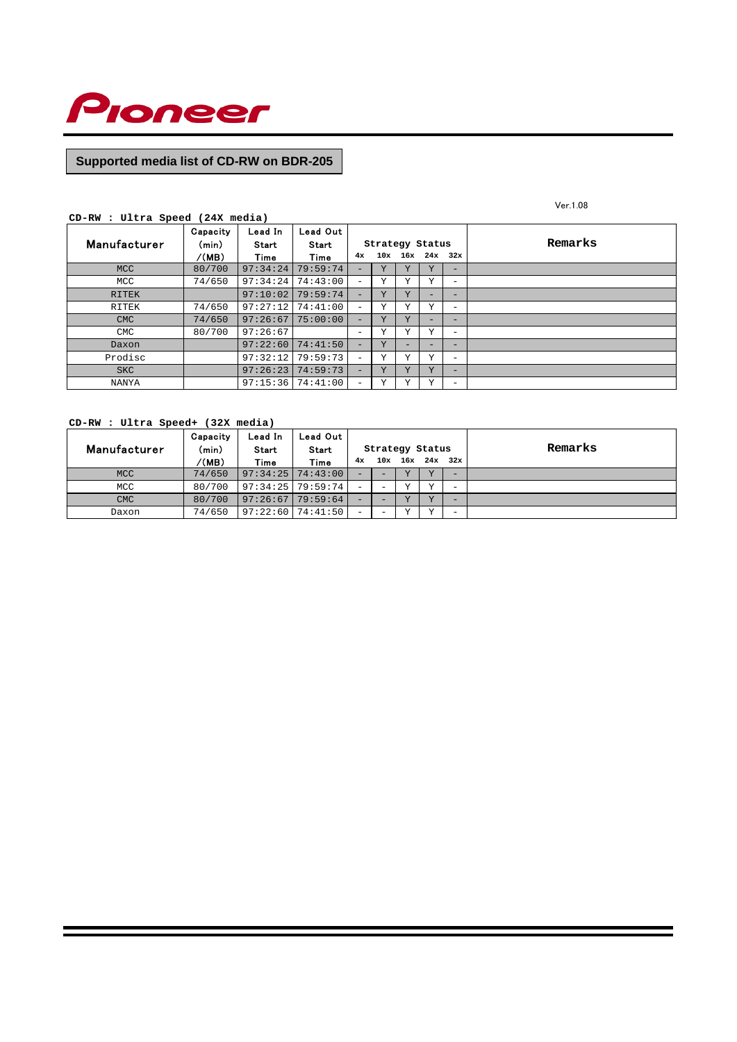Pioneer

## Supported media list of CD-RW on BDR-205

Ver.1.08

**CD-RW : Ultra Speed (24X media)**

| Manufacturer | Capacity (min) /(MB) | Lead In Start Time | Lead Out Start Time | Strategy Status 4x | 10x | 16x | 24x | 32x | Remarks |
|---|---|---|---|---|---|---|---|---|---|
| MCC | 80/700 | 97:34:24 | 79:59:74 | - | Y | Y | Y | - | |
| MCC | 74/650 | 97:34:24 | 74:43:00 | - | Y | Y | Y | - | |
| RITEK | | 97:10:02 | 79:59:74 | - | Y | Y | - | - | |
| RITEK | 74/650 | 97:27:12 | 74:41:00 | - | Y | Y | Y | - | |
| CMC | 74/650 | 97:26:67 | 75:00:00 | - | Y | Y | - | - | |
| CMC | 80/700 | 97:26:67 | | - | Y | Y | Y | - | |
| Daxon | | 97:22:60 | 74:41:50 | - | Y | - | - | - | |
| Prodisc | | 97:32:12 | 79:59:73 | - | Y | Y | Y | - | |
| SKC | | 97:26:23 | 74:59:73 | - | Y | Y | Y | - | |
| NANYA | | 97:15:36 | 74:41:00 | - | Y | Y | Y | - | |

**CD-RW : Ultra Speed+ (32X media)**

| Manufacturer | Capacity (min) /(MB) | Lead In Start Time | Lead Out Start Time | Strategy Status 4x | 10x | 16x | 24x | 32x | Remarks |
|---|---|---|---|---|---|---|---|---|---|
| MCC | 74/650 | 97:34:25 | 74:43:00 | - | - | Y | Y | - | |
| MCC | 80/700 | 97:34:25 | 79:59:74 | - | - | Y | Y | - | |
| CMC | 80/700 | 97:26:67 | 79:59:64 | - | - | Y | Y | - | |
| Daxon | 74/650 | 97:22:60 | 74:41:50 | - | - | Y | Y | - | |